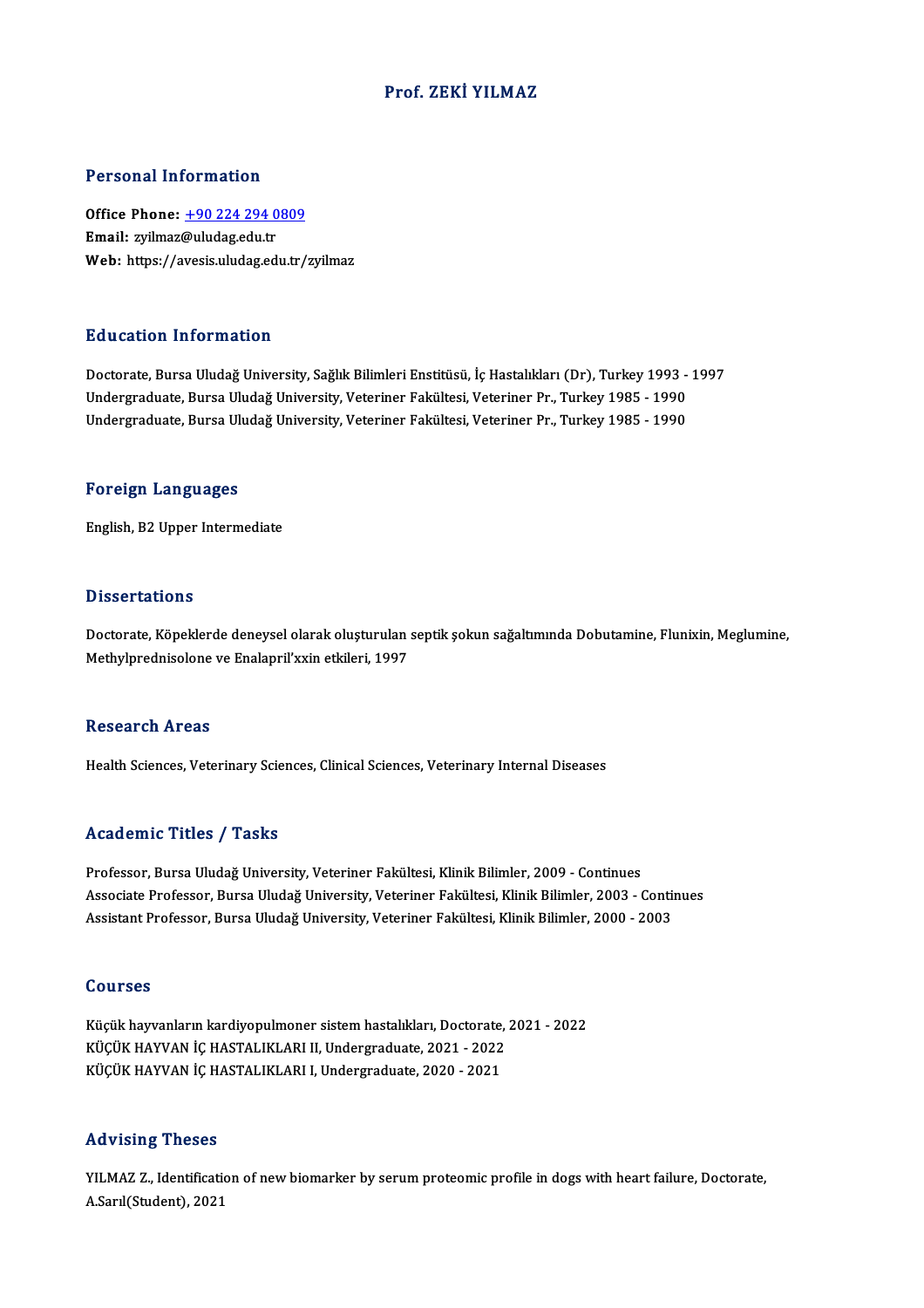# Prof. ZEKİ YILMAZ

## Personal Information

**Office Phone:** +90 224 294 0809
**Email:** zyilmaz@uludag.edu.tr
**Web:** https://avesis.uludag.edu.tr/zyilmaz

## Education Information

Doctorate, Bursa Uludağ University, Sağlık Bilimleri Enstitüsü, İç Hastalıkları (Dr), Turkey 1993 - 1997
Undergraduate, Bursa Uludağ University, Veteriner Fakültesi, Veteriner Pr., Turkey 1985 - 1990
Undergraduate, Bursa Uludağ University, Veteriner Fakültesi, Veteriner Pr., Turkey 1985 - 1990

## Foreign Languages

English, B2 Upper Intermediate

## Dissertations

Doctorate, Köpeklerde deneysel olarak oluşturulan septik şokun sağaltımında Dobutamine, Flunixin, Meglumine, Methylprednisolone ve Enalapril'xxin etkileri, 1997

## Research Areas

Health Sciences, Veterinary Sciences, Clinical Sciences, Veterinary Internal Diseases

## Academic Titles / Tasks

Professor, Bursa Uludağ University, Veteriner Fakültesi, Klinik Bilimler, 2009 - Continues
Associate Professor, Bursa Uludağ University, Veteriner Fakültesi, Klinik Bilimler, 2003 - Continues
Assistant Professor, Bursa Uludağ University, Veteriner Fakültesi, Klinik Bilimler, 2000 - 2003

## Courses

Küçük hayvanların kardiyopulmoner sistem hastalıkları, Doctorate, 2021 - 2022
KÜÇÜK HAYVAN İÇ HASTALIKLARI II, Undergraduate, 2021 - 2022
KÜÇÜK HAYVAN İÇ HASTALIKLARI I, Undergraduate, 2020 - 2021

## Advising Theses

YILMAZ Z., Identification of new biomarker by serum proteomic profile in dogs with heart failure, Doctorate, A.Sarıl(Student), 2021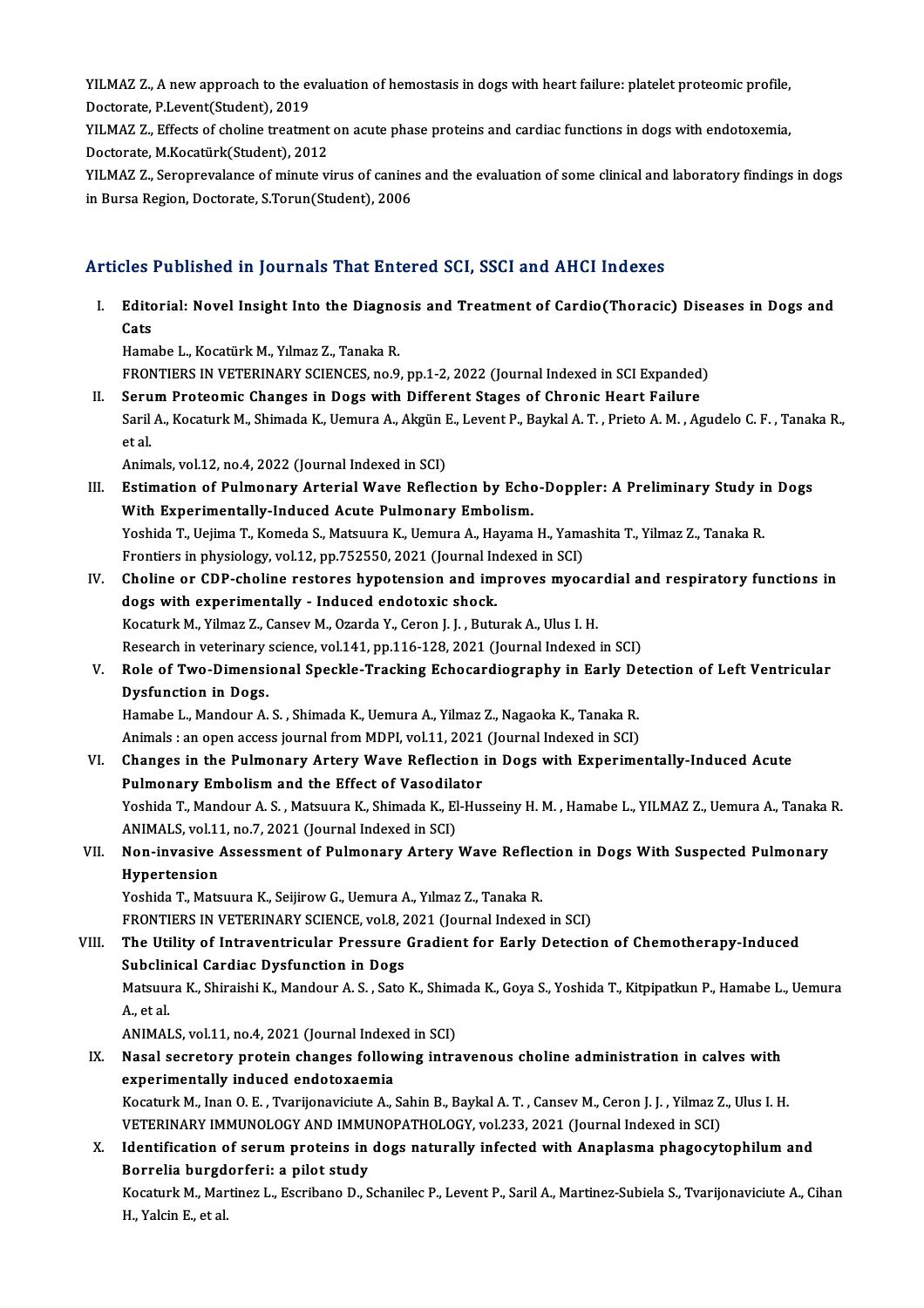YILMAZ Z., A new approach to the evaluation of hemostasis in dogs with heart failure: platelet proteomic profile, Doctorate, P.Levent(Student), 2019

YILMAZ Z., Effects of choline treatment on acute phase proteins and cardiac functions in dogs with endotoxemia, Doctorate, M.Kocatürk(Student), 2012

YILMAZ Z., Seroprevalance of minute virus of canines and the evaluation of some clinical and laboratory findings in dogs in Bursa Region, Doctorate, S.Torun(Student), 2006

## Articles Published in Journals That Entered SCI, SSCI and AHCI Indexes

I. **Editorial: Novel Insight Into the Diagnosis and Treatment of Cardio(Thoracic) Diseases in Dogs and Cats**
Hamabe L., Kocatürk M., Yılmaz Z., Tanaka R.
FRONTIERS IN VETERINARY SCIENCES, no.9, pp.1-2, 2022 (Journal Indexed in SCI Expanded)

II. **Serum Proteomic Changes in Dogs with Different Stages of Chronic Heart Failure**
Saril A., Kocaturk M., Shimada K., Uemura A., Akgün E., Levent P., Baykal A. T. , Prieto A. M. , Agudelo C. F. , Tanaka R., et al.
Animals, vol.12, no.4, 2022 (Journal Indexed in SCI)

III. **Estimation of Pulmonary Arterial Wave Reflection by Echo-Doppler: A Preliminary Study in Dogs With Experimentally-Induced Acute Pulmonary Embolism.**
Yoshida T., Uejima T., Komeda S., Matsuura K., Uemura A., Hayama H., Yamashita T., Yilmaz Z., Tanaka R.
Frontiers in physiology, vol.12, pp.752550, 2021 (Journal Indexed in SCI)

IV. **Choline or CDP-choline restores hypotension and improves myocardial and respiratory functions in dogs with experimentally - Induced endotoxic shock.**
Kocaturk M., Yilmaz Z., Cansev M., Ozarda Y., Ceron J. J. , Buturak A., Ulus I. H.
Research in veterinary science, vol.141, pp.116-128, 2021 (Journal Indexed in SCI)

V. **Role of Two-Dimensional Speckle-Tracking Echocardiography in Early Detection of Left Ventricular Dysfunction in Dogs.**
Hamabe L., Mandour A. S. , Shimada K., Uemura A., Yilmaz Z., Nagaoka K., Tanaka R.
Animals : an open access journal from MDPI, vol.11, 2021 (Journal Indexed in SCI)

VI. **Changes in the Pulmonary Artery Wave Reflection in Dogs with Experimentally-Induced Acute Pulmonary Embolism and the Effect of Vasodilator**
Yoshida T., Mandour A. S. , Matsuura K., Shimada K., El-Husseiny H. M. , Hamabe L., YILMAZ Z., Uemura A., Tanaka R.
ANIMALS, vol.11, no.7, 2021 (Journal Indexed in SCI)

VII. **Non-invasive Assessment of Pulmonary Artery Wave Reflection in Dogs With Suspected Pulmonary Hypertension**
Yoshida T., Matsuura K., Seijirow G., Uemura A., Yılmaz Z., Tanaka R.
FRONTIERS IN VETERINARY SCIENCE, vol.8, 2021 (Journal Indexed in SCI)

VIII. **The Utility of Intraventricular Pressure Gradient for Early Detection of Chemotherapy-Induced Subclinical Cardiac Dysfunction in Dogs**
Matsuura K., Shiraishi K., Mandour A. S. , Sato K., Shimada K., Goya S., Yoshida T., Kitpipatkun P., Hamabe L., Uemura A., et al.
ANIMALS, vol.11, no.4, 2021 (Journal Indexed in SCI)

IX. **Nasal secretory protein changes following intravenous choline administration in calves with experimentally induced endotoxaemia**
Kocaturk M., Inan O. E. , Tvarijonaviciute A., Sahin B., Baykal A. T. , Cansev M., Ceron J. J. , Yilmaz Z., Ulus I. H.
VETERINARY IMMUNOLOGY AND IMMUNOPATHOLOGY, vol.233, 2021 (Journal Indexed in SCI)

X. **Identification of serum proteins in dogs naturally infected with Anaplasma phagocytophilum and Borrelia burgdorferi: a pilot study**
Kocaturk M., Martinez L., Escribano D., Schanilec P., Levent P., Saril A., Martinez-Subiela S., Tvarijonaviciute A., Cihan H., Yalcin E., et al.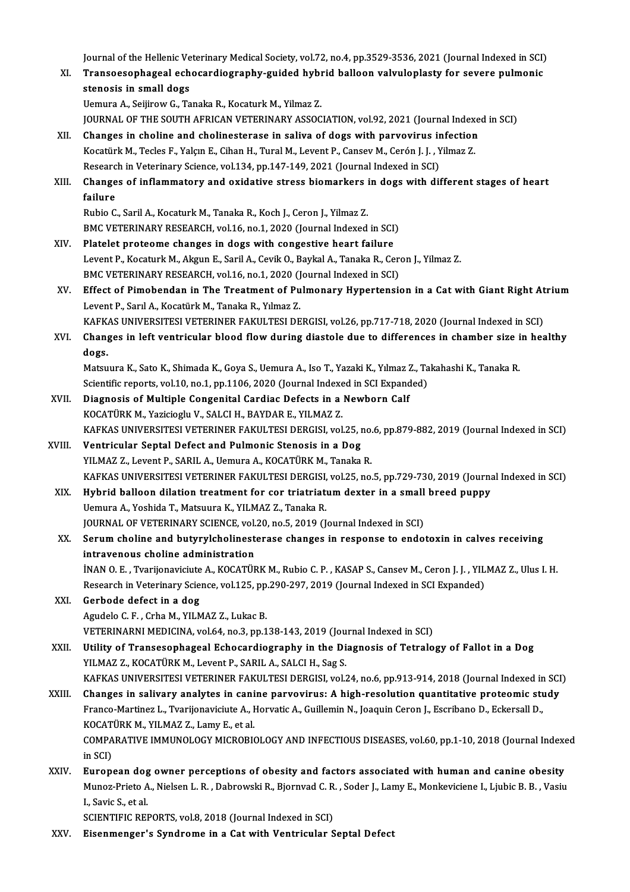Journal of the Hellenic Veterinary Medical Society, vol.72, no.4, pp.3529-3536, 2021 (Journal Indexed in SCI)

XI. **Transoesophageal echocardiography-guided hybrid balloon valvuloplasty for severe pulmonic stenosis in small dogs**
Uemura A., Seijirow G., Tanaka R., Kocaturk M., Yilmaz Z.
JOURNAL OF THE SOUTH AFRICAN VETERINARY ASSOCIATION, vol.92, 2021 (Journal Indexed in SCI)

XII. **Changes in choline and cholinesterase in saliva of dogs with parvovirus infection**
Kocatürk M., Tecles F., Yalçın E., Cihan H., Tural M., Levent P., Cansev M., Cerón J. J. , Yilmaz Z.
Research in Veterinary Science, vol.134, pp.147-149, 2021 (Journal Indexed in SCI)

XIII. **Changes of inflammatory and oxidative stress biomarkers in dogs with different stages of heart failure**
Rubio C., Saril A., Kocaturk M., Tanaka R., Koch J., Ceron J., Yilmaz Z.
BMC VETERINARY RESEARCH, vol.16, no.1, 2020 (Journal Indexed in SCI)

XIV. **Platelet proteome changes in dogs with congestive heart failure**
Levent P., Kocaturk M., Akgun E., Saril A., Cevik O., Baykal A., Tanaka R., Ceron J., Yilmaz Z.
BMC VETERINARY RESEARCH, vol.16, no.1, 2020 (Journal Indexed in SCI)

XV. **Effect of Pimobendan in The Treatment of Pulmonary Hypertension in a Cat with Giant Right Atrium**
Levent P., Sarıl A., Kocatürk M., Tanaka R., Yılmaz Z.
KAFKAS UNIVERSITESI VETERINER FAKULTESI DERGISI, vol.26, pp.717-718, 2020 (Journal Indexed in SCI)

XVI. **Changes in left ventricular blood flow during diastole due to differences in chamber size in healthy dogs.**
Matsuura K., Sato K., Shimada K., Goya S., Uemura A., Iso T., Yazaki K., Yılmaz Z., Takahashi K., Tanaka R.
Scientific reports, vol.10, no.1, pp.1106, 2020 (Journal Indexed in SCI Expanded)

XVII. **Diagnosis of Multiple Congenital Cardiac Defects in a Newborn Calf**
KOCATÜRK M., Yazicioglu V., SALCI H., BAYDAR E., YILMAZ Z.
KAFKAS UNIVERSITESI VETERINER FAKULTESI DERGISI, vol.25, no.6, pp.879-882, 2019 (Journal Indexed in SCI)

XVIII. **Ventricular Septal Defect and Pulmonic Stenosis in a Dog**
YILMAZ Z., Levent P., SARIL A., Uemura A., KOCATÜRK M., Tanaka R.
KAFKAS UNIVERSITESI VETERINER FAKULTESI DERGISI, vol.25, no.5, pp.729-730, 2019 (Journal Indexed in SCI)

XIX. **Hybrid balloon dilation treatment for cor triatriatum dexter in a small breed puppy**
Uemura A., Yoshida T., Matsuura K., YILMAZ Z., Tanaka R.
JOURNAL OF VETERINARY SCIENCE, vol.20, no.5, 2019 (Journal Indexed in SCI)

XX. **Serum choline and butyrylcholinesterase changes in response to endotoxin in calves receiving intravenous choline administration**
İNAN O. E. , Tvarijonaviciute A., KOCATÜRK M., Rubio C. P. , KASAP S., Cansev M., Ceron J. J. , YILMAZ Z., Ulus I. H.
Research in Veterinary Science, vol.125, pp.290-297, 2019 (Journal Indexed in SCI Expanded)

XXI. **Gerbode defect in a dog**
Agudelo C. F. , Crha M., YILMAZ Z., Lukac B.
VETERINARNI MEDICINA, vol.64, no.3, pp.138-143, 2019 (Journal Indexed in SCI)

XXII. **Utility of Transesophageal Echocardiography in the Diagnosis of Tetralogy of Fallot in a Dog**
YILMAZ Z., KOCATÜRK M., Levent P., SARIL A., SALCI H., Sag S.
KAFKAS UNIVERSITESI VETERINER FAKULTESI DERGISI, vol.24, no.6, pp.913-914, 2018 (Journal Indexed in SCI)

XXIII. **Changes in salivary analytes in canine parvovirus: A high-resolution quantitative proteomic study**
Franco-Martinez L., Tvarijonaviciute A., Horvatic A., Guillemin N., Joaquin Ceron J., Escribano D., Eckersall D., KOCATÜRK M., YILMAZ Z., Lamy E., et al.
COMPARATIVE IMMUNOLOGY MICROBIOLOGY AND INFECTIOUS DISEASES, vol.60, pp.1-10, 2018 (Journal Indexed in SCI)

XXIV. **European dog owner perceptions of obesity and factors associated with human and canine obesity**
Munoz-Prieto A., Nielsen L. R. , Dabrowski R., Bjornvad C. R. , Soder J., Lamy E., Monkeviciene I., Ljubic B. B. , Vasiu I., Savic S., et al.
SCIENTIFIC REPORTS, vol.8, 2018 (Journal Indexed in SCI)

XXV. **Eisenmenger's Syndrome in a Cat with Ventricular Septal Defect**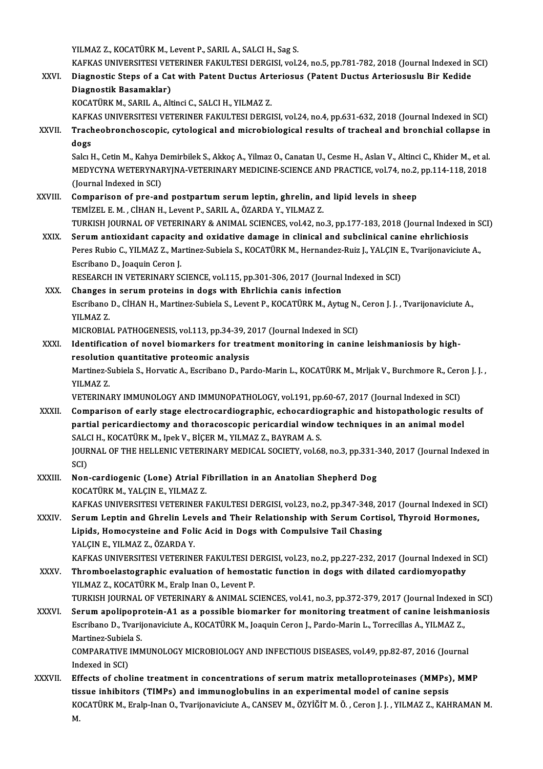YILMAZ Z., KOCATÜRK M., Levent P., SARIL A., SALCI H., Sag S.
KAFKAS UNIVERSITESI VETERINER FAKULTESI DERGISI, vol.24, no.5, pp.781-782, 2018 (Journal Indexed in SCI)

XXVI. **Diagnostic Steps of a Cat with Patent Ductus Arteriosus (Patent Ductus Arteriosuslu Bir Kedide Diagnostik Basamaklar)**
KOCATÜRK M., SARIL A., Altinci C., SALCI H., YILMAZ Z.
KAFKAS UNIVERSITESI VETERINER FAKULTESI DERGISI, vol.24, no.4, pp.631-632, 2018 (Journal Indexed in SCI)

XXVII. **Tracheobronchoscopic, cytological and microbiological results of tracheal and bronchial collapse in dogs**
Salcı H., Cetin M., Kahya Demirbilek S., Akkoç A., Yilmaz O., Canatan U., Cesme H., Aslan V., Altinci C., Khider M., et al.
MEDYCYNA WETERYNARYJNA-VETERINARY MEDICINE-SCIENCE AND PRACTICE, vol.74, no.2, pp.114-118, 2018 (Journal Indexed in SCI)

XXVIII. **Comparison of pre-and postpartum serum leptin, ghrelin, and lipid levels in sheep**
TEMİZEL E. M. , CİHAN H., Levent P., SARIL A., ÖZARDA Y., YILMAZ Z.
TURKISH JOURNAL OF VETERINARY & ANIMAL SCIENCES, vol.42, no.3, pp.177-183, 2018 (Journal Indexed in SCI)

XXIX. **Serum antioxidant capacity and oxidative damage in clinical and subclinical canine ehrlichiosis**
Peres Rubio C., YILMAZ Z., Martinez-Subiela S., KOCATÜRK M., Hernandez-Ruiz J., YALÇIN E., Tvarijonaviciute A., Escribano D., Joaquin Ceron J.
RESEARCH IN VETERINARY SCIENCE, vol.115, pp.301-306, 2017 (Journal Indexed in SCI)

XXX. **Changes in serum proteins in dogs with Ehrlichia canis infection**
Escribano D., CİHAN H., Martinez-Subiela S., Levent P., KOCATÜRK M., Aytug N., Ceron J. J. , Tvarijonaviciute A., YILMAZ Z.
MICROBIAL PATHOGENESIS, vol.113, pp.34-39, 2017 (Journal Indexed in SCI)

XXXI. **Identification of novel biomarkers for treatment monitoring in canine leishmaniosis by high-resolution quantitative proteomic analysis**
Martinez-Subiela S., Horvatic A., Escribano D., Pardo-Marin L., KOCATÜRK M., Mrljak V., Burchmore R., Ceron J. J. , YILMAZ Z.
VETERINARY IMMUNOLOGY AND IMMUNOPATHOLOGY, vol.191, pp.60-67, 2017 (Journal Indexed in SCI)

XXXII. **Comparison of early stage electrocardiographic, echocardiographic and histopathologic results of partial pericardiectomy and thoracoscopic pericardial window techniques in an animal model**
SALCI H., KOCATÜRK M., Ipek V., BİÇER M., YILMAZ Z., BAYRAM A. S.
JOURNAL OF THE HELLENIC VETERINARY MEDICAL SOCIETY, vol.68, no.3, pp.331-340, 2017 (Journal Indexed in SCI)

XXXIII. **Non-cardiogenic (Lone) Atrial Fibrillation in an Anatolian Shepherd Dog**
KOCATÜRK M., YALÇIN E., YILMAZ Z.
KAFKAS UNIVERSITESI VETERINER FAKULTESI DERGISI, vol.23, no.2, pp.347-348, 2017 (Journal Indexed in SCI)

XXXIV. **Serum Leptin and Ghrelin Levels and Their Relationship with Serum Cortisol, Thyroid Hormones, Lipids, Homocysteine and Folic Acid in Dogs with Compulsive Tail Chasing**
YALÇIN E., YILMAZ Z., ÖZARDA Y.
KAFKAS UNIVERSITESI VETERINER FAKULTESI DERGISI, vol.23, no.2, pp.227-232, 2017 (Journal Indexed in SCI)

XXXV. **Thromboelastographic evaluation of hemostatic function in dogs with dilated cardiomyopathy**
YILMAZ Z., KOCATÜRK M., Eralp Inan O., Levent P.
TURKISH JOURNAL OF VETERINARY & ANIMAL SCIENCES, vol.41, no.3, pp.372-379, 2017 (Journal Indexed in SCI)

XXXVI. **Serum apolipoprotein-A1 as a possible biomarker for monitoring treatment of canine leishmaniosis**
Escribano D., Tvarijonaviciute A., KOCATÜRK M., Joaquin Ceron J., Pardo-Marin L., Torrecillas A., YILMAZ Z., Martinez-Subiela S.
COMPARATIVE IMMUNOLOGY MICROBIOLOGY AND INFECTIOUS DISEASES, vol.49, pp.82-87, 2016 (Journal Indexed in SCI)

XXXVII. **Effects of choline treatment in concentrations of serum matrix metalloproteinases (MMPs), MMP tissue inhibitors (TIMPs) and immunoglobulins in an experimental model of canine sepsis**
KOCATÜRK M., Eralp-Inan O., Tvarijonaviciute A., CANSEV M., ÖZYİĞİT M. Ö. , Ceron J. J. , YILMAZ Z., KAHRAMAN M. M.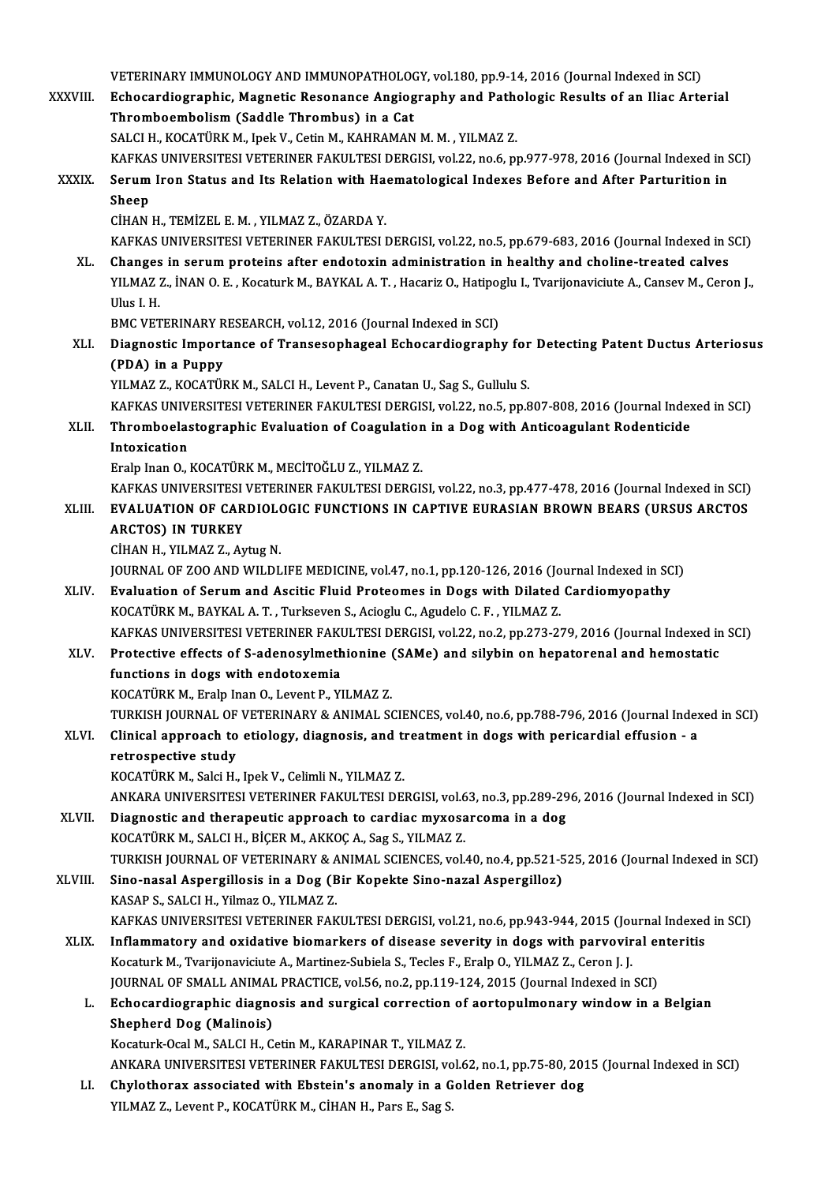VETERINARY IMMUNOLOGY AND IMMUNOPATHOLOGY, vol.180, pp.9-14, 2016 (Journal Indexed in SCI)

XXXVIII. **Echocardiographic, Magnetic Resonance Angiography and Pathologic Results of an Iliac Arterial Thromboembolism (Saddle Thrombus) in a Cat**
SALCI H., KOCATÜRK M., Ipek V., Cetin M., KAHRAMAN M. M. , YILMAZ Z.
KAFKAS UNIVERSITESI VETERINER FAKULTESI DERGISI, vol.22, no.6, pp.977-978, 2016 (Journal Indexed in SCI)

XXXIX. **Serum Iron Status and Its Relation with Haematological Indexes Before and After Parturition in Sheep**
CİHAN H., TEMİZEL E. M. , YILMAZ Z., ÖZARDA Y.
KAFKAS UNIVERSITESI VETERINER FAKULTESI DERGISI, vol.22, no.5, pp.679-683, 2016 (Journal Indexed in SCI)

XL. **Changes in serum proteins after endotoxin administration in healthy and choline-treated calves**
YILMAZ Z., İNAN O. E. , Kocaturk M., BAYKAL A. T. , Hacariz O., Hatipoglu I., Tvarijonaviciute A., Cansev M., Ceron J., Ulus I. H.
BMC VETERINARY RESEARCH, vol.12, 2016 (Journal Indexed in SCI)

XLI. **Diagnostic Importance of Transesophageal Echocardiography for Detecting Patent Ductus Arteriosus (PDA) in a Puppy**
YILMAZ Z., KOCATÜRK M., SALCI H., Levent P., Canatan U., Sag S., Gullulu S.
KAFKAS UNIVERSITESI VETERINER FAKULTESI DERGISI, vol.22, no.5, pp.807-808, 2016 (Journal Indexed in SCI)

XLII. **Thromboelastographic Evaluation of Coagulation in a Dog with Anticoagulant Rodenticide Intoxication**
Eralp Inan O., KOCATÜRK M., MECİTOĞLU Z., YILMAZ Z.
KAFKAS UNIVERSITESI VETERINER FAKULTESI DERGISI, vol.22, no.3, pp.477-478, 2016 (Journal Indexed in SCI)

XLIII. **EVALUATION OF CARDIOLOGIC FUNCTIONS IN CAPTIVE EURASIAN BROWN BEARS (URSUS ARCTOS ARCTOS) IN TURKEY**
CİHAN H., YILMAZ Z., Aytug N.
JOURNAL OF ZOO AND WILDLIFE MEDICINE, vol.47, no.1, pp.120-126, 2016 (Journal Indexed in SCI)

XLIV. **Evaluation of Serum and Ascitic Fluid Proteomes in Dogs with Dilated Cardiomyopathy**
KOCATÜRK M., BAYKAL A. T. , Turkseven S., Acioglu C., Agudelo C. F. , YILMAZ Z.
KAFKAS UNIVERSITESI VETERINER FAKULTESI DERGISI, vol.22, no.2, pp.273-279, 2016 (Journal Indexed in SCI)

XLV. **Protective effects of S-adenosylmethionine (SAMe) and silybin on hepatorenal and hemostatic functions in dogs with endotoxemia**
KOCATÜRK M., Eralp Inan O., Levent P., YILMAZ Z.
TURKISH JOURNAL OF VETERINARY & ANIMAL SCIENCES, vol.40, no.6, pp.788-796, 2016 (Journal Indexed in SCI)

XLVI. **Clinical approach to etiology, diagnosis, and treatment in dogs with pericardial effusion - a retrospective study**
KOCATÜRK M., Salci H., Ipek V., Celimli N., YILMAZ Z.
ANKARA UNIVERSITESI VETERINER FAKULTESI DERGISI, vol.63, no.3, pp.289-296, 2016 (Journal Indexed in SCI)

XLVII. **Diagnostic and therapeutic approach to cardiac myxosarcoma in a dog**
KOCATÜRK M., SALCI H., BİÇER M., AKKOÇ A., Sag S., YILMAZ Z.
TURKISH JOURNAL OF VETERINARY & ANIMAL SCIENCES, vol.40, no.4, pp.521-525, 2016 (Journal Indexed in SCI)

XLVIII. **Sino-nasal Aspergillosis in a Dog (Bir Kopekte Sino-nazal Aspergilloz)**
KASAP S., SALCI H., Yilmaz O., YILMAZ Z.
KAFKAS UNIVERSITESI VETERINER FAKULTESI DERGISI, vol.21, no.6, pp.943-944, 2015 (Journal Indexed in SCI)

XLIX. **Inflammatory and oxidative biomarkers of disease severity in dogs with parvoviral enteritis**
Kocaturk M., Tvarijonaviciute A., Martinez-Subiela S., Tecles F., Eralp O., YILMAZ Z., Ceron J. J.
JOURNAL OF SMALL ANIMAL PRACTICE, vol.56, no.2, pp.119-124, 2015 (Journal Indexed in SCI)

L. **Echocardiographic diagnosis and surgical correction of aortopulmonary window in a Belgian Shepherd Dog (Malinois)**
Kocaturk-Ocal M., SALCI H., Cetin M., KARAPINAR T., YILMAZ Z.
ANKARA UNIVERSITESI VETERINER FAKULTESI DERGISI, vol.62, no.1, pp.75-80, 2015 (Journal Indexed in SCI)

LI. **Chylothorax associated with Ebstein's anomaly in a Golden Retriever dog**
YILMAZ Z., Levent P., KOCATÜRK M., CİHAN H., Pars E., Sag S.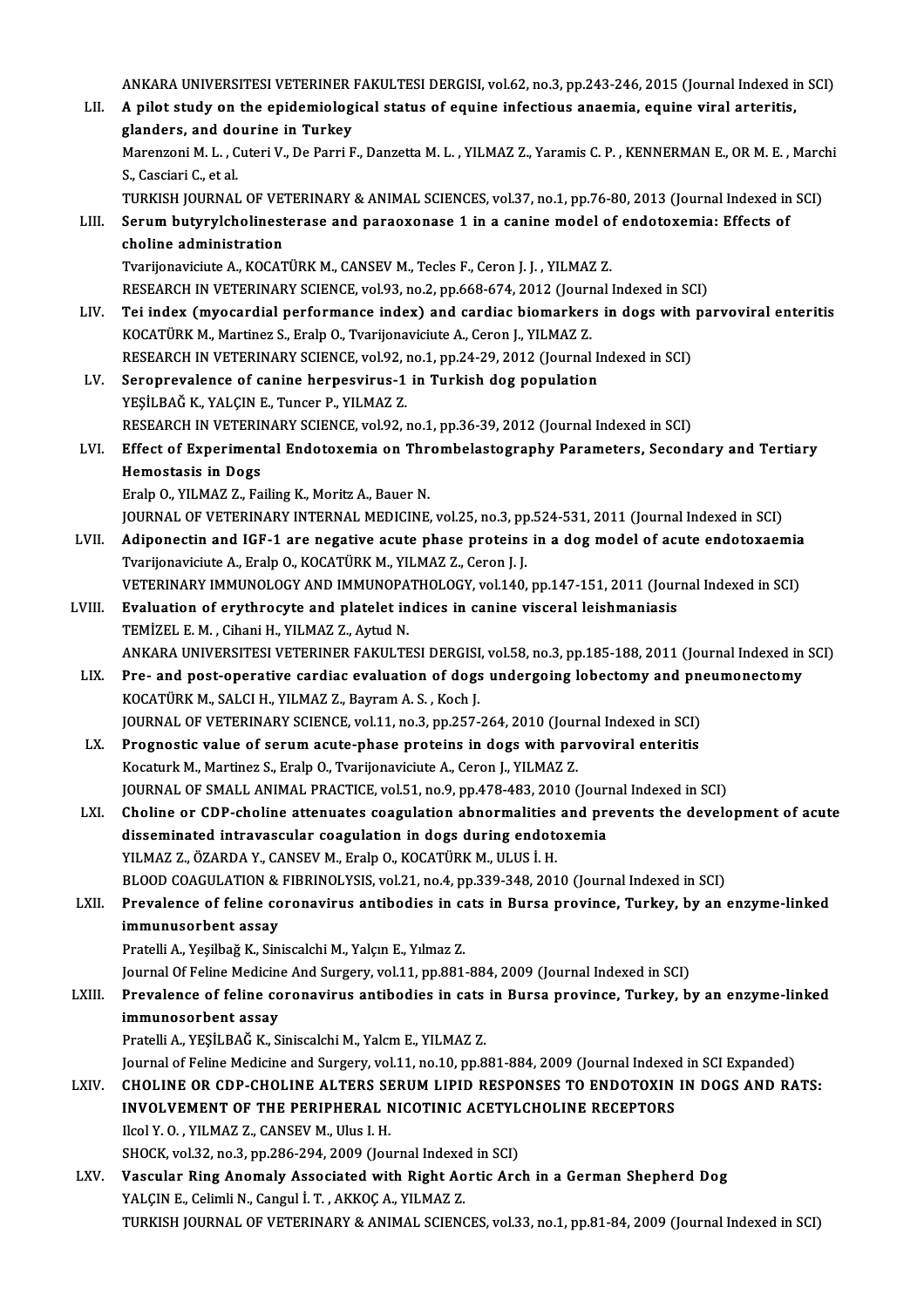ANKARA UNIVERSITESI VETERINER FAKULTESI DERGISI, vol.62, no.3, pp.243-246, 2015 (Journal Indexed in SCI)

LII. **A pilot study on the epidemiological status of equine infectious anaemia, equine viral arteritis, glanders, and dourine in Turkey**
Marenzoni M. L. , Cuteri V., De Parri F., Danzetta M. L. , YILMAZ Z., Yaramis C. P. , KENNERMAN E., OR M. E. , Marchi S., Casciari C., et al.
TURKISH JOURNAL OF VETERINARY & ANIMAL SCIENCES, vol.37, no.1, pp.76-80, 2013 (Journal Indexed in SCI)

LIII. **Serum butyrylcholinesterase and paraoxonase 1 in a canine model of endotoxemia: Effects of choline administration**
Tvarijonaviciute A., KOCATÜRK M., CANSEV M., Tecles F., Ceron J. J. , YILMAZ Z.
RESEARCH IN VETERINARY SCIENCE, vol.93, no.2, pp.668-674, 2012 (Journal Indexed in SCI)

LIV. **Tei index (myocardial performance index) and cardiac biomarkers in dogs with parvoviral enteritis**
KOCATÜRK M., Martinez S., Eralp O., Tvarijonaviciute A., Ceron J., YILMAZ Z.
RESEARCH IN VETERINARY SCIENCE, vol.92, no.1, pp.24-29, 2012 (Journal Indexed in SCI)

LV. **Seroprevalence of canine herpesvirus-1 in Turkish dog population**
YEŞİLBAĞ K., YALÇIN E., Tuncer P., YILMAZ Z.
RESEARCH IN VETERINARY SCIENCE, vol.92, no.1, pp.36-39, 2012 (Journal Indexed in SCI)

LVI. **Effect of Experimental Endotoxemia on Thrombelastography Parameters, Secondary and Tertiary Hemostasis in Dogs**
Eralp O., YILMAZ Z., Failing K., Moritz A., Bauer N.
JOURNAL OF VETERINARY INTERNAL MEDICINE, vol.25, no.3, pp.524-531, 2011 (Journal Indexed in SCI)

LVII. **Adiponectin and IGF-1 are negative acute phase proteins in a dog model of acute endotoxaemia**
Tvarijonaviciute A., Eralp O., KOCATÜRK M., YILMAZ Z., Ceron J. J.
VETERINARY IMMUNOLOGY AND IMMUNOPATHOLOGY, vol.140, pp.147-151, 2011 (Journal Indexed in SCI)

LVIII. **Evaluation of erythrocyte and platelet indices in canine visceral leishmaniasis**
TEMİZEL E. M. , Cihani H., YILMAZ Z., Aytud N.
ANKARA UNIVERSITESI VETERINER FAKULTESI DERGISI, vol.58, no.3, pp.185-188, 2011 (Journal Indexed in SCI)

LIX. **Pre- and post-operative cardiac evaluation of dogs undergoing lobectomy and pneumonectomy**
KOCATÜRK M., SALCI H., YILMAZ Z., Bayram A. S. , Koch J.
JOURNAL OF VETERINARY SCIENCE, vol.11, no.3, pp.257-264, 2010 (Journal Indexed in SCI)

LX. **Prognostic value of serum acute-phase proteins in dogs with parvoviral enteritis**
Kocaturk M., Martinez S., Eralp O., Tvarijonaviciute A., Ceron J., YILMAZ Z.
JOURNAL OF SMALL ANIMAL PRACTICE, vol.51, no.9, pp.478-483, 2010 (Journal Indexed in SCI)

LXI. **Choline or CDP-choline attenuates coagulation abnormalities and prevents the development of acute disseminated intravascular coagulation in dogs during endotoxemia**
YILMAZ Z., ÖZARDA Y., CANSEV M., Eralp O., KOCATÜRK M., ULUS İ. H.
BLOOD COAGULATION & FIBRINOLYSIS, vol.21, no.4, pp.339-348, 2010 (Journal Indexed in SCI)

LXII. **Prevalence of feline coronavirus antibodies in cats in Bursa province, Turkey, by an enzyme-linked immunusorbent assay**
Pratelli A., Yeşilbağ K., Siniscalchi M., Yalçın E., Yılmaz Z.
Journal Of Feline Medicine And Surgery, vol.11, pp.881-884, 2009 (Journal Indexed in SCI)

LXIII. **Prevalence of feline coronavirus antibodies in cats in Bursa province, Turkey, by an enzyme-linked immunosorbent assay**
Pratelli A., YEŞİLBAĞ K., Siniscalchi M., Yalcın E., YILMAZ Z.
Journal of Feline Medicine and Surgery, vol.11, no.10, pp.881-884, 2009 (Journal Indexed in SCI Expanded)

LXIV. **CHOLINE OR CDP-CHOLINE ALTERS SERUM LIPID RESPONSES TO ENDOTOXIN IN DOGS AND RATS: INVOLVEMENT OF THE PERIPHERAL NICOTINIC ACETYLCHOLINE RECEPTORS**
Ilcol Y. O. , YILMAZ Z., CANSEV M., Ulus I. H.
SHOCK, vol.32, no.3, pp.286-294, 2009 (Journal Indexed in SCI)

LXV. **Vascular Ring Anomaly Associated with Right Aortic Arch in a German Shepherd Dog**
YALÇIN E., Celimli N., Cangul İ. T. , AKKOÇ A., YILMAZ Z.
TURKISH JOURNAL OF VETERINARY & ANIMAL SCIENCES, vol.33, no.1, pp.81-84, 2009 (Journal Indexed in SCI)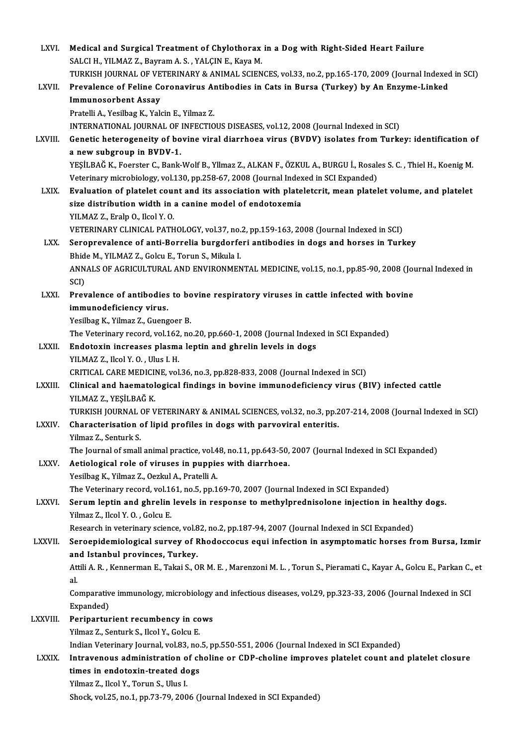LXVI. **Medical and Surgical Treatment of Chylothorax in a Dog with Right-Sided Heart Failure**
SALCI H., YILMAZ Z., Bayram A. S. , YALÇIN E., Kaya M.
TURKISH JOURNAL OF VETERINARY & ANIMAL SCIENCES, vol.33, no.2, pp.165-170, 2009 (Journal Indexed in SCI)

LXVII. **Prevalence of Feline Coronavirus Antibodies in Cats in Bursa (Turkey) by An Enzyme-Linked Immunosorbent Assay**
Pratelli A., Yesilbag K., Yalcin E., Yilmaz Z.
INTERNATIONAL JOURNAL OF INFECTIOUS DISEASES, vol.12, 2008 (Journal Indexed in SCI)

LXVIII. **Genetic heterogeneity of bovine viral diarrhoea virus (BVDV) isolates from Turkey: identification of a new subgroup in BVDV-1.**
YEŞİLBAĞ K., Foerster C., Bank-Wolf B., Yllmaz Z., ALKAN F., ÖZKUL A., BURGU İ., Rosales S. C. , Thiel H., Koenig M.
Veterinary microbiology, vol.130, pp.258-67, 2008 (Journal Indexed in SCI Expanded)

LXIX. **Evaluation of platelet count and its association with plateletcrit, mean platelet volume, and platelet size distribution width in a canine model of endotoxemia**
YILMAZ Z., Eralp O., Ilcol Y. O.
VETERINARY CLINICAL PATHOLOGY, vol.37, no.2, pp.159-163, 2008 (Journal Indexed in SCI)

LXX. **Seroprevalence of anti-Borrelia burgdorferi antibodies in dogs and horses in Turkey**
Bhide M., YILMAZ Z., Golcu E., Torun S., Mikula I.
ANNALS OF AGRICULTURAL AND ENVIRONMENTAL MEDICINE, vol.15, no.1, pp.85-90, 2008 (Journal Indexed in SCI)

LXXI. **Prevalence of antibodies to bovine respiratory viruses in cattle infected with bovine immunodeficiency virus.**
Yesilbag K., Yilmaz Z., Guengoer B.
The Veterinary record, vol.162, no.20, pp.660-1, 2008 (Journal Indexed in SCI Expanded)

LXXII. **Endotoxin increases plasma leptin and ghrelin levels in dogs**
YILMAZ Z., Ilcol Y. O. , Ulus I. H.
CRITICAL CARE MEDICINE, vol.36, no.3, pp.828-833, 2008 (Journal Indexed in SCI)

LXXIII. **Clinical and haematological findings in bovine immunodeficiency virus (BIV) infected cattle**
YILMAZ Z., YEŞİLBAĞ K.
TURKISH JOURNAL OF VETERINARY & ANIMAL SCIENCES, vol.32, no.3, pp.207-214, 2008 (Journal Indexed in SCI)

LXXIV. **Characterisation of lipid profiles in dogs with parvoviral enteritis.**
Yilmaz Z., Senturk S.
The Journal of small animal practice, vol.48, no.11, pp.643-50, 2007 (Journal Indexed in SCI Expanded)

LXXV. **Aetiological role of viruses in puppies with diarrhoea.**
Yesilbag K., Yilmaz Z., Oezkul A., Pratelli A.
The Veterinary record, vol.161, no.5, pp.169-70, 2007 (Journal Indexed in SCI Expanded)

LXXVI. **Serum leptin and ghrelin levels in response to methylprednisolone injection in healthy dogs.**
Yilmaz Z., Ilcol Y. O. , Golcu E.
Research in veterinary science, vol.82, no.2, pp.187-94, 2007 (Journal Indexed in SCI Expanded)

LXXVII. **Seroepidemiological survey of Rhodoccocus equi infection in asymptomatic horses from Bursa, Izmir and Istanbul provinces, Turkey.**
Attili A. R. , Kennerman E., Takai S., OR M. E. , Marenzoni M. L. , Torun S., Pieramati C., Kayar A., Golcu E., Parkan C., et al.
Comparative immunology, microbiology and infectious diseases, vol.29, pp.323-33, 2006 (Journal Indexed in SCI Expanded)

LXXVIII. **Periparturient recumbency in cows**
Yilmaz Z., Senturk S., Ilcol Y., Golcu E.
Indian Veterinary Journal, vol.83, no.5, pp.550-551, 2006 (Journal Indexed in SCI Expanded)

LXXIX. **Intravenous administration of choline or CDP-choline improves platelet count and platelet closure times in endotoxin-treated dogs**
Yilmaz Z., Ilcol Y., Torun S., Ulus I.
Shock, vol.25, no.1, pp.73-79, 2006 (Journal Indexed in SCI Expanded)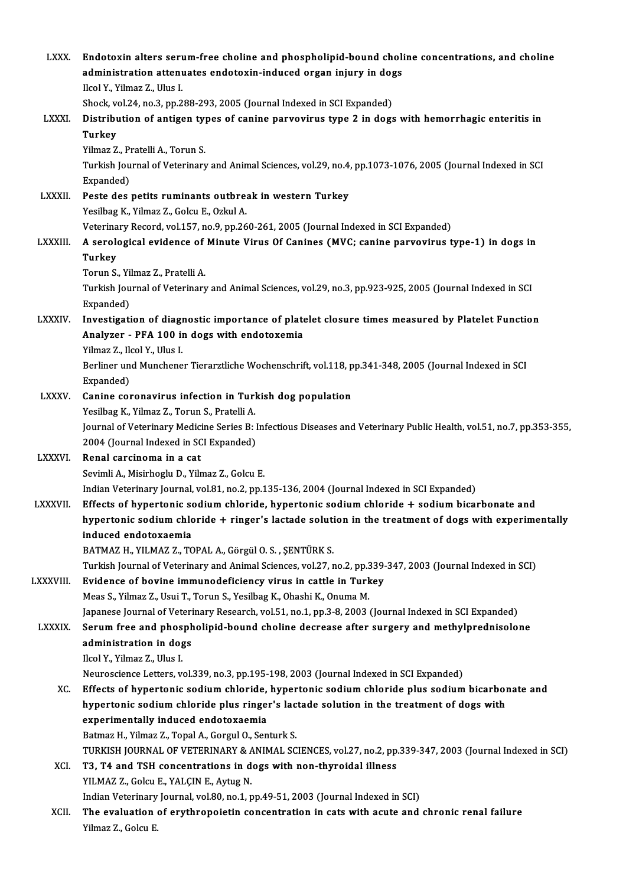LXXX. **Endotoxin alters serum-free choline and phospholipid-bound choline concentrations, and choline administration attenuates endotoxin-induced organ injury in dogs**
Ilcol Y., Yilmaz Z., Ulus I.
Shock, vol.24, no.3, pp.288-293, 2005 (Journal Indexed in SCI Expanded)

LXXXI. **Distribution of antigen types of canine parvovirus type 2 in dogs with hemorrhagic enteritis in Turkey**
Yilmaz Z., Pratelli A., Torun S.
Turkish Journal of Veterinary and Animal Sciences, vol.29, no.4, pp.1073-1076, 2005 (Journal Indexed in SCI Expanded)

LXXXII. **Peste des petits ruminants outbreak in western Turkey**
Yesilbag K., Yilmaz Z., Golcu E., Ozkul A.
Veterinary Record, vol.157, no.9, pp.260-261, 2005 (Journal Indexed in SCI Expanded)

LXXXIII. **A serological evidence of Minute Virus Of Canines (MVC; canine parvovirus type-1) in dogs in Turkey**
Torun S., Yilmaz Z., Pratelli A.
Turkish Journal of Veterinary and Animal Sciences, vol.29, no.3, pp.923-925, 2005 (Journal Indexed in SCI Expanded)

LXXXIV. **Investigation of diagnostic importance of platelet closure times measured by Platelet Function Analyzer - PFA 100 in dogs with endotoxemia**
Yilmaz Z., Ilcol Y., Ulus I.
Berliner und Munchener Tierarztliche Wochenschrift, vol.118, pp.341-348, 2005 (Journal Indexed in SCI Expanded)

LXXXV. **Canine coronavirus infection in Turkish dog population**
Yesilbag K., Yilmaz Z., Torun S., Pratelli A.
Journal of Veterinary Medicine Series B: Infectious Diseases and Veterinary Public Health, vol.51, no.7, pp.353-355, 2004 (Journal Indexed in SCI Expanded)

LXXXVI. **Renal carcinoma in a cat**
Sevimli A., Misirhoglu D., Yilmaz Z., Golcu E.
Indian Veterinary Journal, vol.81, no.2, pp.135-136, 2004 (Journal Indexed in SCI Expanded)

LXXXVII. **Effects of hypertonic sodium chloride, hypertonic sodium chloride + sodium bicarbonate and hypertonic sodium chloride + ringer's lactade solution in the treatment of dogs with experimentally induced endotoxaemia**
BATMAZ H., YILMAZ Z., TOPAL A., Görgül O. S. , ŞENTÜRK S.
Turkish Journal of Veterinary and Animal Sciences, vol.27, no.2, pp.339-347, 2003 (Journal Indexed in SCI)

LXXXVIII. **Evidence of bovine immunodeficiency virus in cattle in Turkey**
Meas S., Yilmaz Z., Usui T., Torun S., Yesilbag K., Ohashi K., Onuma M.
Japanese Journal of Veterinary Research, vol.51, no.1, pp.3-8, 2003 (Journal Indexed in SCI Expanded)

LXXXIX. **Serum free and phospholipid-bound choline decrease after surgery and methylprednisolone administration in dogs**
Ilcol Y., Yilmaz Z., Ulus I.
Neuroscience Letters, vol.339, no.3, pp.195-198, 2003 (Journal Indexed in SCI Expanded)

XC. **Effects of hypertonic sodium chloride, hypertonic sodium chloride plus sodium bicarbonate and hypertonic sodium chloride plus ringer's lactade solution in the treatment of dogs with experimentally induced endotoxaemia**
Batmaz H., Yilmaz Z., Topal A., Gorgul O., Senturk S.
TURKISH JOURNAL OF VETERINARY & ANIMAL SCIENCES, vol.27, no.2, pp.339-347, 2003 (Journal Indexed in SCI)

XCI. **T3, T4 and TSH concentrations in dogs with non-thyroidal illness**
YILMAZ Z., Golcu E., YALÇIN E., Aytug N.
Indian Veterinary Journal, vol.80, no.1, pp.49-51, 2003 (Journal Indexed in SCI)

XCII. **The evaluation of erythropoietin concentration in cats with acute and chronic renal failure**
Yilmaz Z., Golcu E.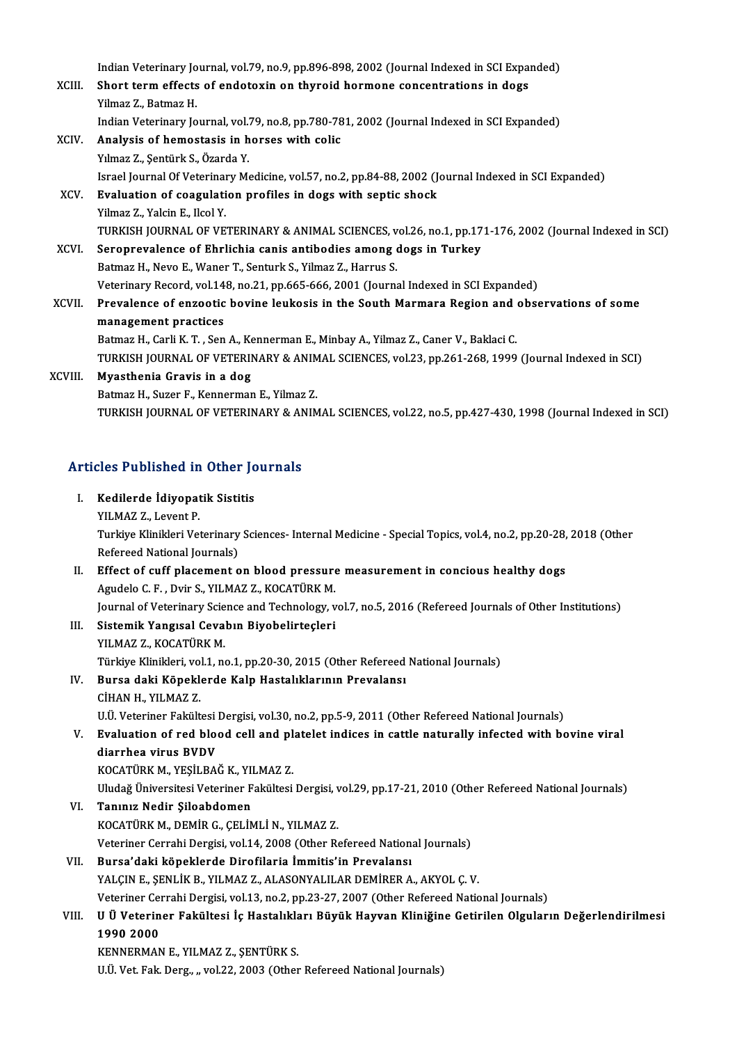Indian Veterinary Journal, vol.79, no.9, pp.896-898, 2002 (Journal Indexed in SCI Expanded)

XCIII. **Short term effects of endotoxin on thyroid hormone concentrations in dogs**
Yilmaz Z., Batmaz H.
Indian Veterinary Journal, vol.79, no.8, pp.780-781, 2002 (Journal Indexed in SCI Expanded)

XCIV. **Analysis of hemostasis in horses with colic**
Yılmaz Z., Şentürk S., Özarda Y.
Israel Journal Of Veterinary Medicine, vol.57, no.2, pp.84-88, 2002 (Journal Indexed in SCI Expanded)

XCV. **Evaluation of coagulation profiles in dogs with septic shock**
Yilmaz Z., Yalcin E., Ilcol Y.
TURKISH JOURNAL OF VETERINARY & ANIMAL SCIENCES, vol.26, no.1, pp.171-176, 2002 (Journal Indexed in SCI)

XCVI. **Seroprevalence of Ehrlichia canis antibodies among dogs in Turkey**
Batmaz H., Nevo E., Waner T., Senturk S., Yilmaz Z., Harrus S.
Veterinary Record, vol.148, no.21, pp.665-666, 2001 (Journal Indexed in SCI Expanded)

XCVII. **Prevalence of enzootic bovine leukosis in the South Marmara Region and observations of some management practices**
Batmaz H., Carli K. T. , Sen A., Kennerman E., Minbay A., Yilmaz Z., Caner V., Baklaci C.
TURKISH JOURNAL OF VETERINARY & ANIMAL SCIENCES, vol.23, pp.261-268, 1999 (Journal Indexed in SCI)

XCVIII. **Myasthenia Gravis in a dog**
Batmaz H., Suzer F., Kennerman E., Yilmaz Z.
TURKISH JOURNAL OF VETERINARY & ANIMAL SCIENCES, vol.22, no.5, pp.427-430, 1998 (Journal Indexed in SCI)

## Articles Published in Other Journals

I. **Kedilerde İdiyopatik Sistitis**
YILMAZ Z., Levent P.
Turkiye Klinikleri Veterinary Sciences- Internal Medicine - Special Topics, vol.4, no.2, pp.20-28, 2018 (Other Refereed National Journals)

II. **Effect of cuff placement on blood pressure measurement in concious healthy dogs**
Agudelo C. F. , Dvir S., YILMAZ Z., KOCATÜRK M.
Journal of Veterinary Science and Technology, vol.7, no.5, 2016 (Refereed Journals of Other Institutions)

III. **Sistemik Yangısal Cevabın Biyobelirteçleri**
YILMAZ Z., KOCATÜRK M.
Türkiye Klinikleri, vol.1, no.1, pp.20-30, 2015 (Other Refereed National Journals)

IV. **Bursa daki Köpeklerde Kalp Hastalıklarının Prevalansı**
CİHAN H., YILMAZ Z.
U.Ü. Veteriner Fakültesi Dergisi, vol.30, no.2, pp.5-9, 2011 (Other Refereed National Journals)

V. **Evaluation of red blood cell and platelet indices in cattle naturally infected with bovine viral diarrhea virus BVDV**
KOCATÜRK M., YEŞİLBAĞ K., YILMAZ Z.
Uludağ Üniversitesi Veteriner Fakültesi Dergisi, vol.29, pp.17-21, 2010 (Other Refereed National Journals)

VI. **Tanınız Nedir Şiloabdomen**
KOCATÜRK M., DEMİR G., ÇELİMLİ N., YILMAZ Z.
Veteriner Cerrahi Dergisi, vol.14, 2008 (Other Refereed National Journals)

VII. **Bursa'daki köpeklerde Dirofilaria İmmitis'in Prevalansı**
YALÇIN E., ŞENLİK B., YILMAZ Z., ALASONYALILAR DEMİRER A., AKYOL Ç. V.
Veteriner Cerrahi Dergisi, vol.13, no.2, pp.23-27, 2007 (Other Refereed National Journals)

VIII. **U Ü Veteriner Fakültesi İç Hastalıkları Büyük Hayvan Kliniğine Getirilen Olguların Değerlendirilmesi 1990 2000**
KENNERMAN E., YILMAZ Z., ŞENTÜRK S.
U.Ü. Vet. Fak. Derg., ., vol.22, 2003 (Other Refereed National Journals)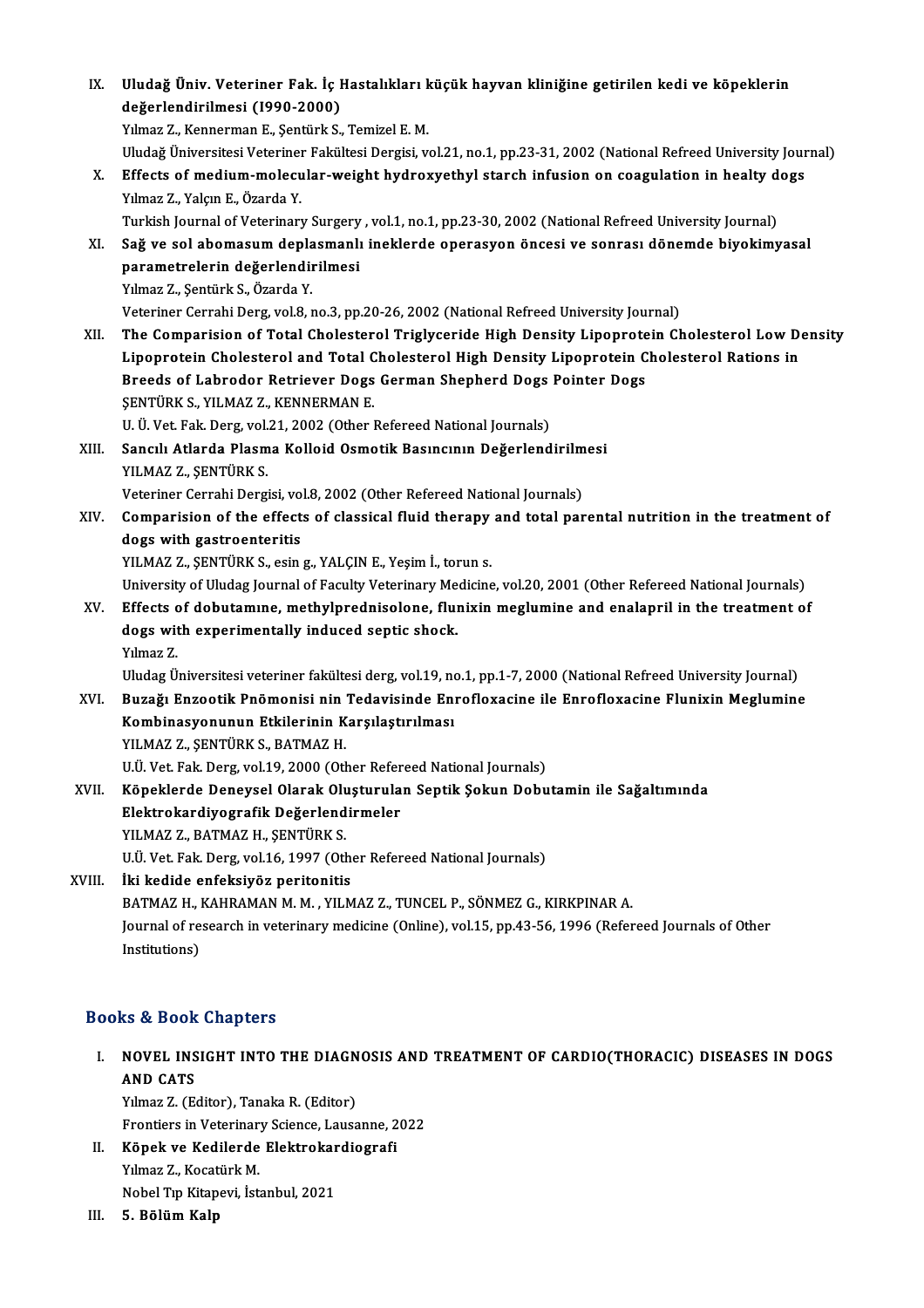IX. **Uludağ Üniv. Veteriner Fak. İç Hastalıkları küçük hayvan kliniğine getirilen kedi ve köpeklerin değerlendirilmesi (1990-2000)**
Yılmaz Z., Kennerman E., Şentürk S., Temizel E. M.
Uludağ Üniversitesi Veteriner Fakültesi Dergisi, vol.21, no.1, pp.23-31, 2002 (National Refreed University Journal)

X. **Effects of medium-molecular-weight hydroxyethyl starch infusion on coagulation in healty dogs**
Yılmaz Z., Yalçın E., Özarda Y.
Turkish Journal of Veterinary Surgery , vol.1, no.1, pp.23-30, 2002 (National Refreed University Journal)

XI. **Sağ ve sol abomasum deplasmanlı ineklerde operasyon öncesi ve sonrası dönemde biyokimyasal parametrelerin değerlendirilmesi**
Yılmaz Z., Şentürk S., Özarda Y.
Veteriner Cerrahi Derg, vol.8, no.3, pp.20-26, 2002 (National Refreed University Journal)

XII. **The Comparision of Total Cholesterol Triglyceride High Density Lipoprotein Cholesterol Low Density Lipoprotein Cholesterol and Total Cholesterol High Density Lipoprotein Cholesterol Rations in Breeds of Labrodor Retriever Dogs German Shepherd Dogs Pointer Dogs**
ŞENTÜRK S., YILMAZ Z., KENNERMAN E.
U. Ü. Vet. Fak. Derg, vol.21, 2002 (Other Refereed National Journals)

XIII. **Sancılı Atlarda Plasma Kolloid Osmotik Basıncının Değerlendirilmesi**
YILMAZ Z., ŞENTÜRK S.
Veteriner Cerrahi Dergisi, vol.8, 2002 (Other Refereed National Journals)

XIV. **Comparision of the effects of classical fluid therapy and total parental nutrition in the treatment of dogs with gastroenteritis**
YILMAZ Z., ŞENTÜRK S., esin g., YALÇIN E., Yeşim İ., torun s.
University of Uludag Journal of Faculty Veterinary Medicine, vol.20, 2001 (Other Refereed National Journals)

XV. **Effects of dobutamıne, methylprednisolone, flunixin meglumine and enalapril in the treatment of dogs with experimentally induced septic shock.**
Yılmaz Z.
Uludag Üniversitesi veteriner fakültesi derg, vol.19, no.1, pp.1-7, 2000 (National Refreed University Journal)

XVI. **Buzağı Enzootik Pnömonisi nin Tedavisinde Enrofloxacine ile Enrofloxacine Flunixin Meglumine Kombinasyonunun Etkilerinin Karşılaştırılması**
YILMAZ Z., ŞENTÜRK S., BATMAZ H.
U.Ü. Vet. Fak. Derg, vol.19, 2000 (Other Refereed National Journals)

XVII. **Köpeklerde Deneysel Olarak Oluşturulan Septik Şokun Dobutamin ile Sağaltımında Elektrokardiyografik Değerlendirmeler**
YILMAZ Z., BATMAZ H., ŞENTÜRK S.
U.Ü. Vet. Fak. Derg, vol.16, 1997 (Other Refereed National Journals)

XVIII. **İki kedide enfeksiyöz peritonitis**
BATMAZ H., KAHRAMAN M. M. , YILMAZ Z., TUNCEL P., SÖNMEZ G., KIRKPINAR A.
Journal of research in veterinary medicine (Online), vol.15, pp.43-56, 1996 (Refereed Journals of Other Institutions)

## Books & Book Chapters

I. **NOVEL INSIGHT INTO THE DIAGNOSIS AND TREATMENT OF CARDIO(THORACIC) DISEASES IN DOGS AND CATS**
Yılmaz Z. (Editor), Tanaka R. (Editor)
Frontiers in Veterinary Science, Lausanne, 2022

II. **Köpek ve Kedilerde Elektrokardiografi**
Yılmaz Z., Kocatürk M.
Nobel Tıp Kitapevi, İstanbul, 2021

III. **5. Bölüm Kalp**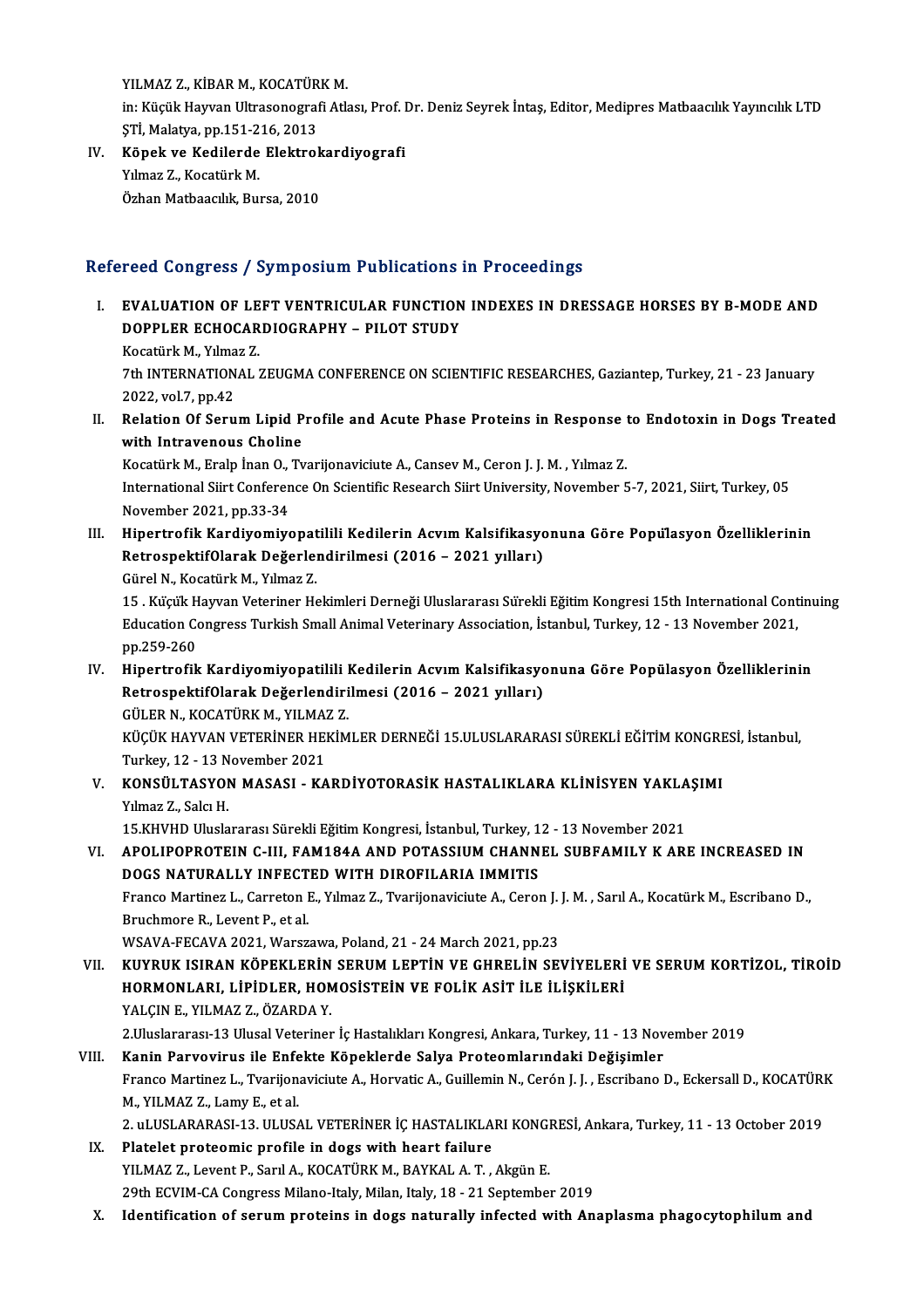YILMAZ Z., KİBAR M., KOCATÜRK M.

in: Küçük Hayvan Ultrasonografi Atlası, Prof. Dr. Deniz Seyrek İntaş, Editor, Medipres Matbaacılık Yayıncılık LTD ŞTİ, Malatya, pp.151-216, 2013

IV. **Köpek ve Kedilerde Elektrokardiyografi**
Yılmaz Z., Kocatürk M.
Özhan Matbaacılık, Bursa, 2010

## Refereed Congress / Symposium Publications in Proceedings

I. **EVALUATION OF LEFT VENTRICULAR FUNCTION INDEXES IN DRESSAGE HORSES BY B-MODE AND DOPPLER ECHOCARDIOGRAPHY – PILOT STUDY**
Kocatürk M., Yılmaz Z.
7th INTERNATIONAL ZEUGMA CONFERENCE ON SCIENTIFIC RESEARCHES, Gaziantep, Turkey, 21 - 23 January 2022, vol.7, pp.42

II. **Relation Of Serum Lipid Profile and Acute Phase Proteins in Response to Endotoxin in Dogs Treated with Intravenous Choline**
Kocatürk M., Eralp İnan O., Tvarijonaviciute A., Cansev M., Ceron J. J. M. , Yılmaz Z.
International Siirt Conference On Scientific Research Siirt University, November 5-7, 2021, Siirt, Turkey, 05 November 2021, pp.33-34

III. **Hipertrofik Kardiyomiyopatilili Kedilerin Acvım Kalsifikasyonuna Göre Popülasyon Özelliklerinin RetrospektifOlarak Değerlendirilmesi (2016 – 2021 yılları)**
Gürel N., Kocatürk M., Yılmaz Z.
15 . Küçük Hayvan Veteriner Hekimleri Derneği Uluslararası Sürekli Eğitim Kongresi 15th International Continuing Education Congress Turkish Small Animal Veterinary Association, İstanbul, Turkey, 12 - 13 November 2021, pp.259-260

IV. **Hipertrofik Kardiyomiyopatilili Kedilerin Acvım Kalsifikasyonuna Göre Popülasyon Özelliklerinin RetrospektifOlarak Değerlendirilmesi (2016 – 2021 yılları)**
GÜLER N., KOCATÜRK M., YILMAZ Z.
KÜÇÜK HAYVAN VETERİNER HEKİMLER DERNEĞİ 15.ULUSLARARASI SÜREKLİ EĞİTİM KONGRESİ, İstanbul, Turkey, 12 - 13 November 2021

V. **KONSÜLTASYON MASASI - KARDİYOTORASİK HASTALIKLARA KLİNİSYEN YAKLAŞIMI**
Yılmaz Z., Salcı H.
15.KHVHD Uluslararası Sürekli Eğitim Kongresi, İstanbul, Turkey, 12 - 13 November 2021

VI. **APOLIPOPROTEIN C-III, FAM184A AND POTASSIUM CHANNEL SUBFAMILY K ARE INCREASED IN DOGS NATURALLY INFECTED WITH DIROFILARIA IMMITIS**
Franco Martinez L., Carreton E., Yılmaz Z., Tvarijonaviciute A., Ceron J. J. M. , Sarıl A., Kocatürk M., Escribano D., Bruchmore R., Levent P., et al.
WSAVA-FECAVA 2021, Warszawa, Poland, 21 - 24 March 2021, pp.23

VII. **KUYRUK ISIRAN KÖPEKLERİN SERUM LEPTİN VE GHRELİN SEVİYELERİ VE SERUM KORTİZOL, TİROİD HORMONLARI, LİPİDLER, HOMOSİSTEİN VE FOLİK ASİT İLE İLİŞKİLERİ**
YALÇIN E., YILMAZ Z., ÖZARDA Y.
2.Uluslararası-13 Ulusal Veteriner İç Hastalıkları Kongresi, Ankara, Turkey, 11 - 13 November 2019

VIII. **Kanin Parvovirus ile Enfekte Köpeklerde Salya Proteomlarındaki Değişimler**
Franco Martinez L., Tvarijonaviciute A., Horvatic A., Guillemin N., Cerón J. J. , Escribano D., Eckersall D., KOCATÜRK M., YILMAZ Z., Lamy E., et al.
2. uLUSLARARASI-13. ULUSAL VETERİNER İÇ HASTALIKLARI KONGRESİ, Ankara, Turkey, 11 - 13 October 2019

IX. **Platelet proteomic profile in dogs with heart failure**
YILMAZ Z., Levent P., Sarıl A., KOCATÜRK M., BAYKAL A. T. , Akgün E.
29th ECVIM-CA Congress Milano-Italy, Milan, Italy, 18 - 21 September 2019

X. **Identification of serum proteins in dogs naturally infected with Anaplasma phagocytophilum and**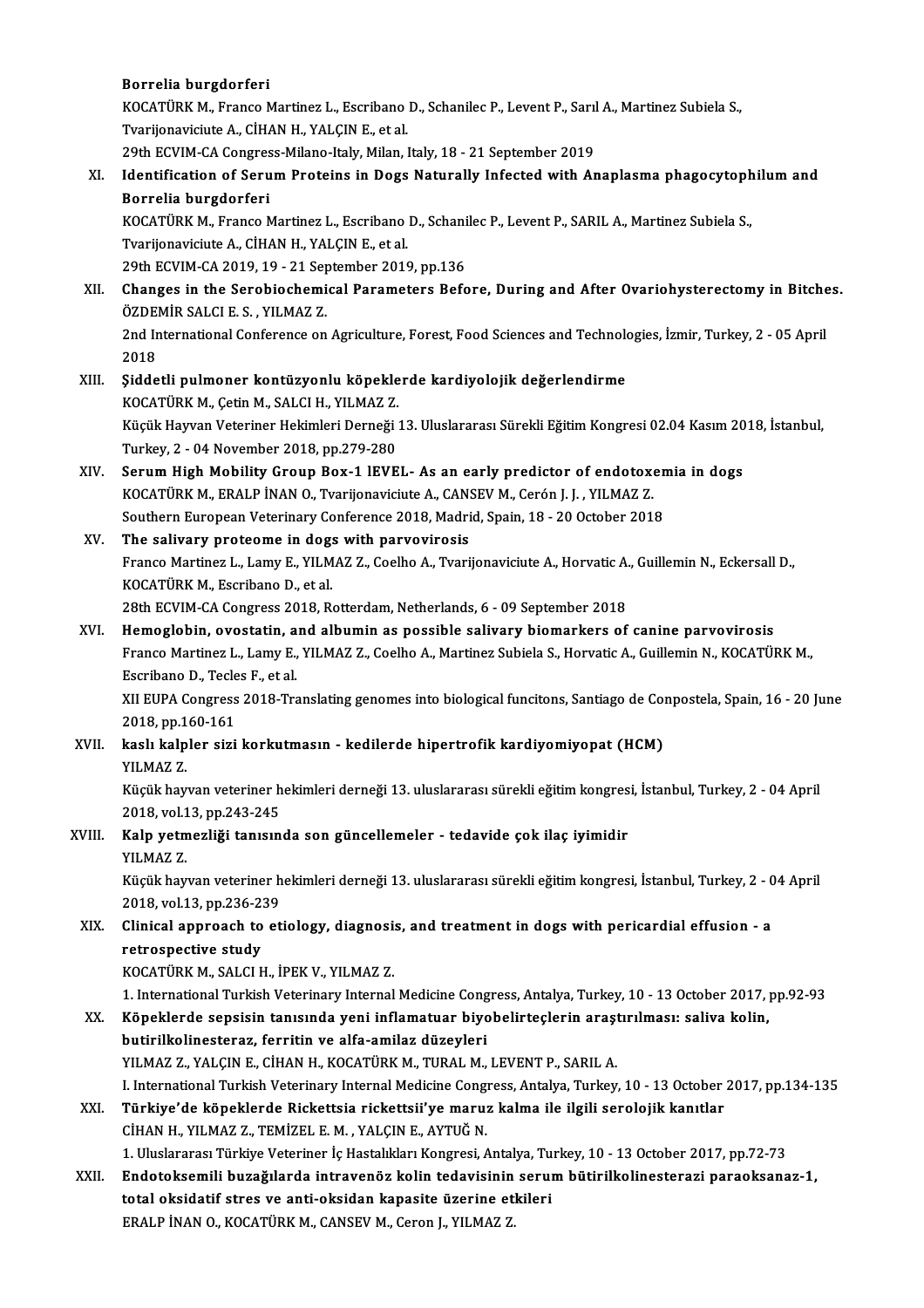**Borrelia burgdorferi**
KOCATÜRK M., Franco Martinez L., Escribano D., Schanilec P., Levent P., Sarıl A., Martinez Subiela S., Tvarijonaviciute A., CİHAN H., YALÇIN E., et al.
29th ECVIM-CA Congress-Milano-Italy, Milan, Italy, 18 - 21 September 2019

XI. **Identification of Serum Proteins in Dogs Naturally Infected with Anaplasma phagocytophilum and Borrelia burgdorferi**
KOCATÜRK M., Franco Martinez L., Escribano D., Schanilec P., Levent P., SARIL A., Martinez Subiela S., Tvarijonaviciute A., CİHAN H., YALÇIN E., et al.
29th ECVIM-CA 2019, 19 - 21 September 2019, pp.136

XII. **Changes in the Serobiochemical Parameters Before, During and After Ovariohysterectomy in Bitches.**
ÖZDEMİR SALCI E. S. , YILMAZ Z.
2nd International Conference on Agriculture, Forest, Food Sciences and Technologies, İzmir, Turkey, 2 - 05 April 2018

XIII. **Şiddetli pulmoner kontüzyonlu köpeklerde kardiyolojik değerlendirme**
KOCATÜRK M., Çetin M., SALCI H., YILMAZ Z.
Küçük Hayvan Veteriner Hekimleri Derneği 13. Uluslararası Sürekli Eğitim Kongresi 02.04 Kasım 2018, İstanbul, Turkey, 2 - 04 November 2018, pp.279-280

XIV. **Serum High Mobility Group Box-1 lEVEL- As an early predictor of endotoxemia in dogs**
KOCATÜRK M., ERALP İNAN O., Tvarijonaviciute A., CANSEV M., Cerón J. J. , YILMAZ Z.
Southern European Veterinary Conference 2018, Madrid, Spain, 18 - 20 October 2018

XV. **The salivary proteome in dogs with parvovirosis**
Franco Martinez L., Lamy E., YILMAZ Z., Coelho A., Tvarijonaviciute A., Horvatic A., Guillemin N., Eckersall D., KOCATÜRK M., Escribano D., et al.
28th ECVIM-CA Congress 2018, Rotterdam, Netherlands, 6 - 09 September 2018

XVI. **Hemoglobin, ovostatin, and albumin as possible salivary biomarkers of canine parvovirosis**
Franco Martinez L., Lamy E., YILMAZ Z., Coelho A., Martinez Subiela S., Horvatic A., Guillemin N., KOCATÜRK M., Escribano D., Tecles F., et al.
XII EUPA Congress 2018-Translating genomes into biological funcitons, Santiago de Conpostela, Spain, 16 - 20 June 2018, pp.160-161

XVII. **kaslı kalpler sizi korkutmasın - kedilerde hipertrofik kardiyomiyopat (HCM)**
YILMAZ Z.
Küçük hayvan veteriner hekimleri derneği 13. uluslararası sürekli eğitim kongresi, İstanbul, Turkey, 2 - 04 April 2018, vol.13, pp.243-245

XVIII. **Kalp yetmezliği tanısında son güncellemeler - tedavide çok ilaç iyimidir**
YILMAZ Z.
Küçük hayvan veteriner hekimleri derneği 13. uluslararası sürekli eğitim kongresi, İstanbul, Turkey, 2 - 04 April 2018, vol.13, pp.236-239

XIX. **Clinical approach to etiology, diagnosis, and treatment in dogs with pericardial effusion - a retrospective study**
KOCATÜRK M., SALCI H., İPEK V., YILMAZ Z.
1. International Turkish Veterinary Internal Medicine Congress, Antalya, Turkey, 10 - 13 October 2017, pp.92-93

XX. **Köpeklerde sepsisin tanısında yeni inflamatuar biyobelirteçlerin araştırılması: saliva kolin, butirilkolinesteraz, ferritin ve alfa-amilaz düzeyleri**
YILMAZ Z., YALÇIN E., CİHAN H., KOCATÜRK M., TURAL M., LEVENT P., SARIL A.
I. International Turkish Veterinary Internal Medicine Congress, Antalya, Turkey, 10 - 13 October 2017, pp.134-135

XXI. **Türkiye'de köpeklerde Rickettsia rickettsii'ye maruz kalma ile ilgili serolojik kanıtlar**
CİHAN H., YILMAZ Z., TEMİZEL E. M. , YALÇIN E., AYTUĞ N.
1. Uluslararası Türkiye Veteriner İç Hastalıkları Kongresi, Antalya, Turkey, 10 - 13 October 2017, pp.72-73

XXII. **Endotoksemili buzağılarda intravenöz kolin tedavisinin serum bütirilkolinesterazi paraoksanaz-1, total oksidatif stres ve anti-oksidan kapasite üzerine etkileri**
ERALP İNAN O., KOCATÜRK M., CANSEV M., Ceron J., YILMAZ Z.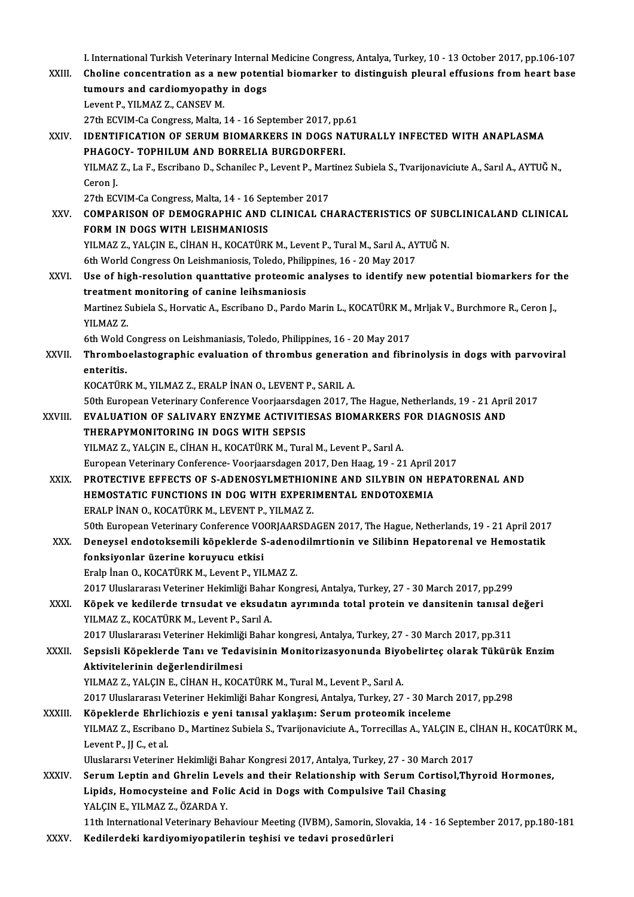I. International Turkish Veterinary Internal Medicine Congress, Antalya, Turkey, 10 - 13 October 2017, pp.106-107

XXIII. **Choline concentration as a new potential biomarker to distinguish pleural effusions from heart base tumours and cardiomyopathy in dogs**
Levent P., YILMAZ Z., CANSEV M.
27th ECVIM-Ca Congress, Malta, 14 - 16 September 2017, pp.61

XXIV. **IDENTIFICATION OF SERUM BIOMARKERS IN DOGS NATURALLY INFECTED WITH ANAPLASMA PHAGOCY- TOPHILUM AND BORRELIA BURGDORFERI.**
YILMAZ Z., La F., Escribano D., Schanilec P., Levent P., Martinez Subiela S., Tvarijonaviciute A., Sarıl A., AYTUĞ N., Ceron J.
27th ECVIM-Ca Congress, Malta, 14 - 16 September 2017

XXV. **COMPARISON OF DEMOGRAPHIC AND CLINICAL CHARACTERISTICS OF SUBCLINICALAND CLINICAL FORM IN DOGS WITH LEISHMANIOSIS**
YILMAZ Z., YALÇIN E., CİHAN H., KOCATÜRK M., Levent P., Tural M., Sarıl A., AYTUĞ N.
6th World Congress On Leishmaniosis, Toledo, Philippines, 16 - 20 May 2017

XXVI. **Use of high-resolution quanttative proteomic analyses to identify new potential biomarkers for the treatment monitoring of canine leihsmaniosis**
Martinez Subiela S., Horvatic A., Escribano D., Pardo Marin L., KOCATÜRK M., Mrljak V., Burchmore R., Ceron J., YILMAZ Z.
6th Wold Congress on Leishmaniasis, Toledo, Philippines, 16 - 20 May 2017

XXVII. **Thromboelastographic evaluation of thrombus generation and fibrinolysis in dogs with parvoviral enteritis.**
KOCATÜRK M., YILMAZ Z., ERALP İNAN O., LEVENT P., SARIL A.
50th European Veterinary Conference Voorjaarsdagen 2017, The Hague, Netherlands, 19 - 21 April 2017

XXVIII. **EVALUATION OF SALIVARY ENZYME ACTIVITIESAS BIOMARKERS FOR DIAGNOSIS AND THERAPYMONITORING IN DOGS WITH SEPSIS**
YILMAZ Z., YALÇIN E., CİHAN H., KOCATÜRK M., Tural M., Levent P., Sarıl A.
European Veterinary Conference- Voorjaarsdagen 2017, Den Haag, 19 - 21 April 2017

XXIX. **PROTECTIVE EFFECTS OF S-ADENOSYLMETHIONINE AND SILYBIN ON HEPATORENAL AND HEMOSTATIC FUNCTIONS IN DOG WITH EXPERIMENTAL ENDOTOXEMIA**
ERALP İNAN O., KOCATÜRK M., LEVENT P., YILMAZ Z.
50th European Veterinary Conference VOORJAARSDAGEN 2017, The Hague, Netherlands, 19 - 21 April 2017

XXX. **Deneysel endotoksemili köpeklerde S-adenodilmrtionin ve Silibinn Hepatorenal ve Hemostatik fonksiyonlar üzerine koruyucu etkisi**
Eralp İnan O., KOCATÜRK M., Levent P., YILMAZ Z.
2017 Uluslararası Veteriner Hekimliği Bahar Kongresi, Antalya, Turkey, 27 - 30 March 2017, pp.299

XXXI. **Köpek ve kedilerde trnsudat ve eksudatın ayrımında total protein ve dansitenin tanısal değeri**
YILMAZ Z., KOCATÜRK M., Levent P., Sarıl A.
2017 Uluslararası Veteriner Hekimliği Bahar kongresi, Antalya, Turkey, 27 - 30 March 2017, pp.311

XXXII. **Sepsisli Köpeklerde Tanı ve Tedavisinin Monitorizasyonunda Biyobelirteç olarak Tükürük Enzim Aktivitelerinin değerlendirilmesi**
YILMAZ Z., YALÇIN E., CİHAN H., KOCATÜRK M., Tural M., Levent P., Sarıl A.
2017 Uluslararası Veteriner Hekimliği Bahar Kongresi, Antalya, Turkey, 27 - 30 March 2017, pp.298

XXXIII. **Köpeklerde Ehrlichiozis e yeni tanısal yaklaşım: Serum proteomik inceleme**
YILMAZ Z., Escribano D., Martinez Subiela S., Tvarijonaviciute A., Torrecillas A., YALÇIN E., CİHAN H., KOCATÜRK M., Levent P., JJ C., et al.
Uluslararsı Veteriner Hekimliği Bahar Kongresi 2017, Antalya, Turkey, 27 - 30 March 2017

XXXIV. **Serum Leptin and Ghrelin Levels and their Relationship with Serum Cortisol,Thyroid Hormones, Lipids, Homocysteine and Folic Acid in Dogs with Compulsive Tail Chasing**
YALÇIN E., YILMAZ Z., ÖZARDA Y.
11th International Veterinary Behaviour Meeting (IVBM), Samorin, Slovakia, 14 - 16 September 2017, pp.180-181

XXXV. **Kedilerdeki kardiyomiyopatilerin teşhisi ve tedavi prosedürleri**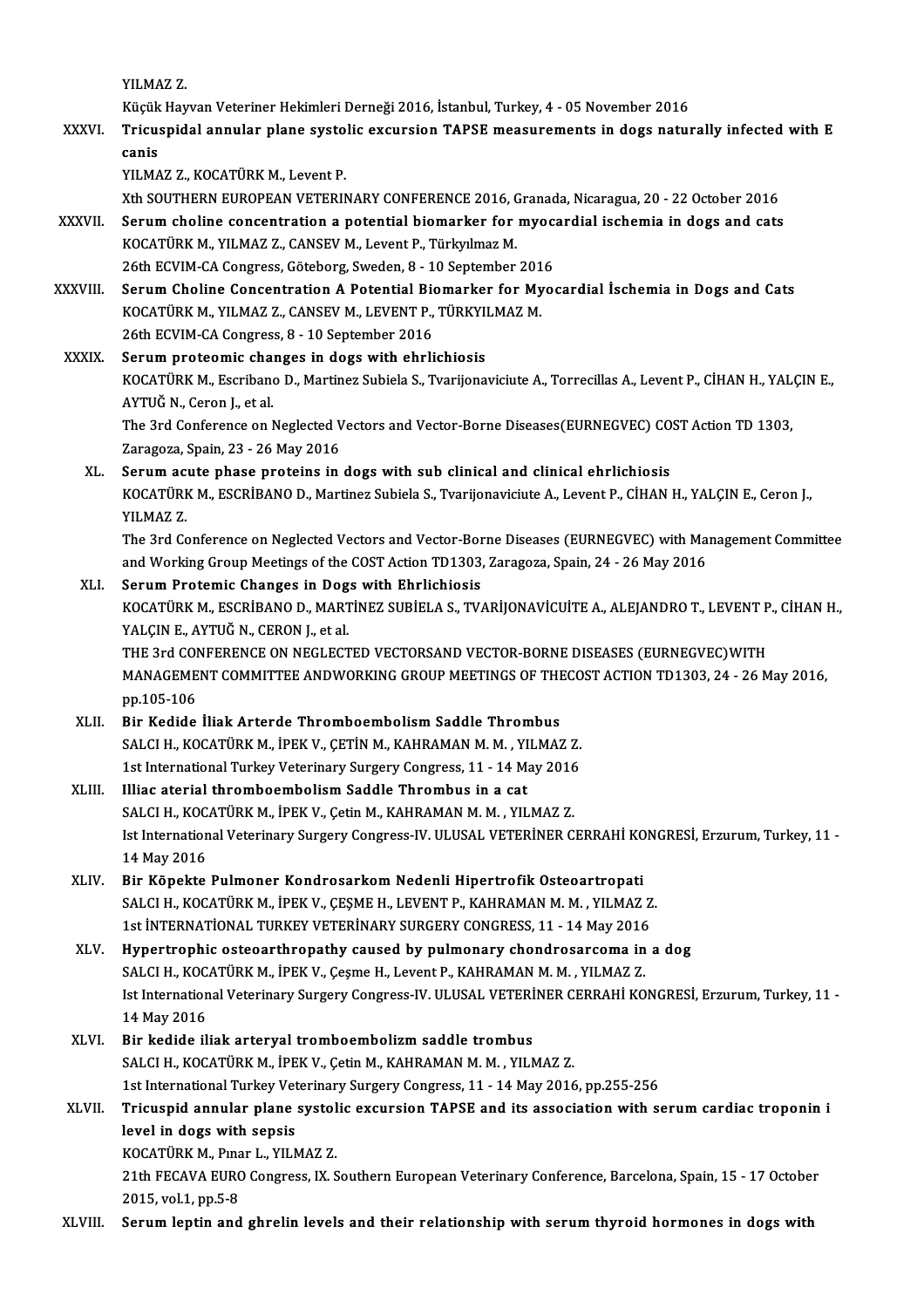YILMAZ Z.
Küçük Hayvan Veteriner Hekimleri Derneği 2016, İstanbul, Turkey, 4 - 05 November 2016

XXXVI. **Tricuspidal annular plane systolic excursion TAPSE measurements in dogs naturally infected with E canis**
YILMAZ Z., KOCATÜRK M., Levent P.
Xth SOUTHERN EUROPEAN VETERINARY CONFERENCE 2016, Granada, Nicaragua, 20 - 22 October 2016

XXXVII. **Serum choline concentration a potential biomarker for myocardial ischemia in dogs and cats**
KOCATÜRK M., YILMAZ Z., CANSEV M., Levent P., Türkyılmaz M.
26th ECVIM-CA Congress, Göteborg, Sweden, 8 - 10 September 2016

XXXVIII. **Serum Choline Concentration A Potential Biomarker for Myocardial İschemia in Dogs and Cats**
KOCATÜRK M., YILMAZ Z., CANSEV M., LEVENT P., TÜRKYILMAZ M.
26th ECVIM-CA Congress, 8 - 10 September 2016

XXXIX. **Serum proteomic changes in dogs with ehrlichiosis**
KOCATÜRK M., Escribano D., Martinez Subiela S., Tvarijonaviciute A., Torrecillas A., Levent P., CİHAN H., YALÇIN E., AYTUĞ N., Ceron J., et al.
The 3rd Conference on Neglected Vectors and Vector-Borne Diseases(EURNEGVEC) COST Action TD 1303, Zaragoza, Spain, 23 - 26 May 2016

XL. **Serum acute phase proteins in dogs with sub clinical and clinical ehrlichiosis**
KOCATÜRK M., ESCRİBANO D., Martinez Subiela S., Tvarijonaviciute A., Levent P., CİHAN H., YALÇIN E., Ceron J., YILMAZ Z.
The 3rd Conference on Neglected Vectors and Vector-Borne Diseases (EURNEGVEC) with Management Committee and Working Group Meetings of the COST Action TD1303, Zaragoza, Spain, 24 - 26 May 2016

XLI. **Serum Protemic Changes in Dogs with Ehrlichiosis**
KOCATÜRK M., ESCRİBANO D., MARTİNEZ SUBİELA S., TVARİJONAVİCUİTE A., ALEJANDRO T., LEVENT P., CİHAN H., YALÇIN E., AYTUĞ N., CERON J., et al.
THE 3rd CONFERENCE ON NEGLECTED VECTORSAND VECTOR-BORNE DISEASES (EURNEGVEC)WITH MANAGEMENT COMMITTEE ANDWORKING GROUP MEETINGS OF THECOST ACTION TD1303, 24 - 26 May 2016, pp.105-106

XLII. **Bir Kedide İliak Arterde Thromboembolism Saddle Thrombus**
SALCI H., KOCATÜRK M., İPEK V., ÇETİN M., KAHRAMAN M. M. , YILMAZ Z.
1st International Turkey Veterinary Surgery Congress, 11 - 14 May 2016

XLIII. **Illiac aterial thromboembolism Saddle Thrombus in a cat**
SALCI H., KOCATÜRK M., İPEK V., Çetin M., KAHRAMAN M. M. , YILMAZ Z.
Ist International Veterinary Surgery Congress-IV. ULUSAL VETERİNER CERRAHİ KONGRESİ, Erzurum, Turkey, 11 - 14 May 2016

XLIV. **Bir Köpekte Pulmoner Kondrosarkom Nedenli Hipertrofik Osteoartropati**
SALCI H., KOCATÜRK M., İPEK V., ÇEŞME H., LEVENT P., KAHRAMAN M. M. , YILMAZ Z.
1st İNTERNATİONAL TURKEY VETERİNARY SURGERY CONGRESS, 11 - 14 May 2016

XLV. **Hypertrophic osteoarthropathy caused by pulmonary chondrosarcoma in a dog**
SALCI H., KOCATÜRK M., İPEK V., Çeşme H., Levent P., KAHRAMAN M. M. , YILMAZ Z.
Ist International Veterinary Surgery Congress-IV. ULUSAL VETERİNER CERRAHİ KONGRESİ, Erzurum, Turkey, 11 - 14 May 2016

XLVI. **Bir kedide iliak arteryal tromboembolizm saddle trombus**
SALCI H., KOCATÜRK M., İPEK V., Çetin M., KAHRAMAN M. M. , YILMAZ Z.
1st International Turkey Veterinary Surgery Congress, 11 - 14 May 2016, pp.255-256

XLVII. **Tricuspid annular plane systolic excursion TAPSE and its association with serum cardiac troponin i level in dogs with sepsis**
KOCATÜRK M., Pınar L., YILMAZ Z.
21th FECAVA EURO Congress, IX. Southern European Veterinary Conference, Barcelona, Spain, 15 - 17 October 2015, vol.1, pp.5-8

XLVIII. **Serum leptin and ghrelin levels and their relationship with serum thyroid hormones in dogs with**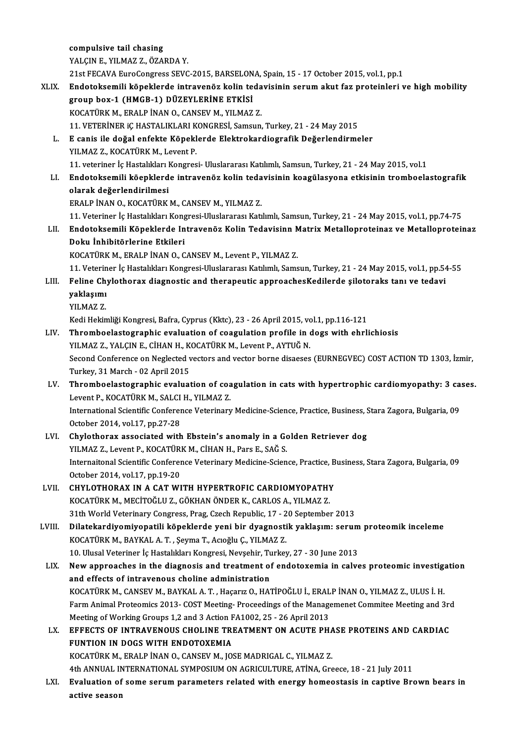compulsive tail chasing
YALÇIN E., YILMAZ Z., ÖZARDA Y.
21st FECAVA EuroCongress SEVC-2015, BARSELONA, Spain, 15 - 17 October 2015, vol.1, pp.1

XLIX. **Endotoksemili köpeklerde intravenöz kolin tedavisinin serum akut faz proteinleri ve high mobility group box-1 (HMGB-1) DÜZEYLERİNE ETKİSİ**
KOCATÜRK M., ERALP İNAN O., CANSEV M., YILMAZ Z.
11. VETERİNER iÇ HASTALIKLARI KONGRESİ, Samsun, Turkey, 21 - 24 May 2015

L. **E canis ile doğal enfekte Köpeklerde Elektrokardiografik Değerlendirmeler**
YILMAZ Z., KOCATÜRK M., Levent P.
11. veteriner İç Hastalıkları Kongresi- Uluslararası Katılımlı, Samsun, Turkey, 21 - 24 May 2015, vol.1

LI. **Endotoksemili köepklerde intravenöz kolin tedavisinin koagülasyona etkisinin tromboelastografik olarak değerlendirilmesi**
ERALP İNAN O., KOCATÜRK M., CANSEV M., YILMAZ Z.
11. Veteriner İç Hastalıkları Kongresi-Uluslararası Katılımlı, Samsun, Turkey, 21 - 24 May 2015, vol.1, pp.74-75

LII. **Endotoksemili Köpeklerde Intravenöz Kolin Tedavisinn Matrix Metalloproteinaz ve Metalloproteinaz Doku İnhibitörlerine Etkileri**
KOCATÜRK M., ERALP İNAN O., CANSEV M., Levent P., YILMAZ Z.
11. Veteriner İç Hastalıkları Kongresi-Uluslararası Katılımlı, Samsun, Turkey, 21 - 24 May 2015, vol.1, pp.54-55

LIII. **Feline Chylothorax diagnostic and therapeutic approachesKedilerde şilotoraks tanı ve tedavi yaklaşımı**
YILMAZ Z.
Kedi Hekimliği Kongresi, Bafra, Cyprus (Kktc), 23 - 26 April 2015, vol.1, pp.116-121

LIV. **Thromboelastographic evaluation of coagulation profile in dogs with ehrlichiosis**
YILMAZ Z., YALÇIN E., CİHAN H., KOCATÜRK M., Levent P., AYTUĞ N.
Second Conference on Neglected vectors and vector borne disaeses (EURNEGVEC) COST ACTION TD 1303, İzmir, Turkey, 31 March - 02 April 2015

LV. **Thromboelastographic evaluation of coagulation in cats with hypertrophic cardiomyopathy: 3 cases.**
Levent P., KOCATÜRK M., SALCI H., YILMAZ Z.
International Scientific Conference Veterinary Medicine-Science, Practice, Business, Stara Zagora, Bulgaria, 09 October 2014, vol.17, pp.27-28

LVI. **Chylothorax associated with Ebstein's anomaly in a Golden Retriever dog**
YILMAZ Z., Levent P., KOCATÜRK M., CİHAN H., Pars E., SAĞ S.
Internaitonal Scientific Conference Veterinary Medicine-Science, Practice, Business, Stara Zagora, Bulgaria, 09 October 2014, vol.17, pp.19-20

LVII. **CHYLOTHORAX IN A CAT WITH HYPERTROFIC CARDIOMYOPATHY**
KOCATÜRK M., MECİTOĞLU Z., GÖKHAN ÖNDER K., CARLOS A., YILMAZ Z.
31th World Veterinary Congress, Prag, Czech Republic, 17 - 20 September 2013

LVIII. **Dilatekardiyomiyopatili köpeklerde yeni bir dyagnostik yaklaşım: serum proteomik inceleme**
KOCATÜRK M., BAYKAL A. T. , Şeyma T., Acıoğlu Ç., YILMAZ Z.
10. Ulusal Veteriner İç Hastalıkları Kongresi, Nevşehir, Turkey, 27 - 30 June 2013

LIX. **New approaches in the diagnosis and treatment of endotoxemia in calves proteomic investigation and effects of intravenous choline administration**
KOCATÜRK M., CANSEV M., BAYKAL A. T. , Haçarız O., HATİPOĞLU İ., ERALP İNAN O., YILMAZ Z., ULUS İ. H.
Farm Animal Proteomics 2013- COST Meeting- Proceedings of the Managemenet Commitee Meeting and 3rd Meeting of Working Groups 1,2 and 3 Action FA1002, 25 - 26 April 2013

LX. **EFFECTS OF INTRAVENOUS CHOLINE TREATMENT ON ACUTE PHASE PROTEINS AND CARDIAC FUNTION IN DOGS WITH ENDOTOXEMIA**
KOCATÜRK M., ERALP İNAN O., CANSEV M., JOSE MADRIGAL C., YILMAZ Z.
4th ANNUAL INTERNATIONAL SYMPOSIUM ON AGRICULTURE, ATİNA, Greece, 18 - 21 July 2011

LXI. **Evaluation of some serum parameters related with energy homeostasis in captive Brown bears in active season**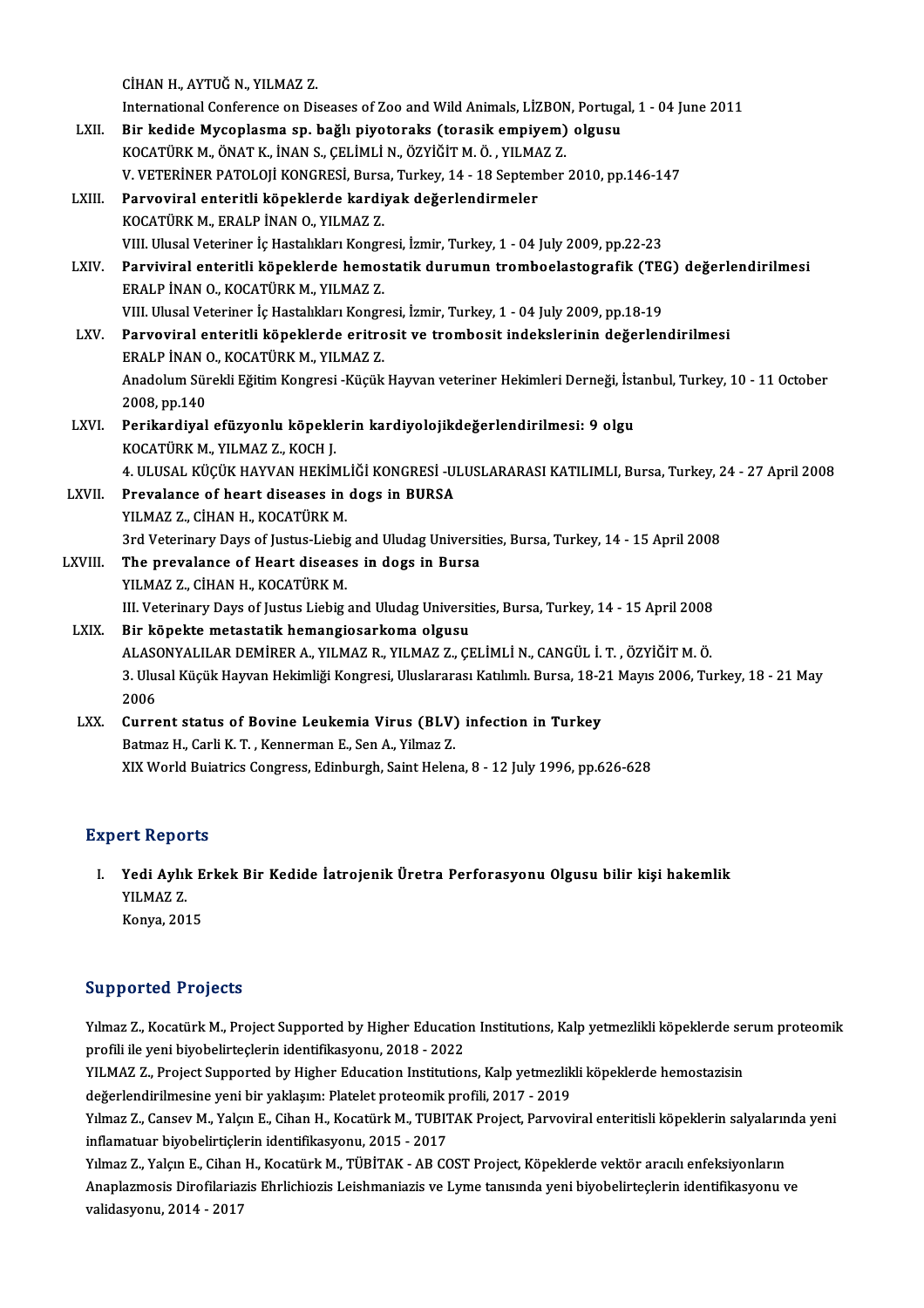CİHAN H., AYTUĞ N., YILMAZ Z.
International Conference on Diseases of Zoo and Wild Animals, LİZBON, Portugal, 1 - 04 June 2011

LXII. **Bir kedide Mycoplasma sp. bağlı piyotoraks (torasik empiyem) olgusu**
KOCATÜRK M., ÖNAT K., İNAN S., ÇELİMLİ N., ÖZYİĞİT M. Ö. , YILMAZ Z.
V. VETERİNER PATOLOJİ KONGRESİ, Bursa, Turkey, 14 - 18 September 2010, pp.146-147

LXIII. **Parvoviral enteritli köpeklerde kardiyak değerlendirmeler**
KOCATÜRK M., ERALP İNAN O., YILMAZ Z.
VIII. Ulusal Veteriner İç Hastalıkları Kongresi, İzmir, Turkey, 1 - 04 July 2009, pp.22-23

LXIV. **Parviviral enteritli köpeklerde hemostatik durumun tromboelastografik (TEG) değerlendirilmesi**
ERALP İNAN O., KOCATÜRK M., YILMAZ Z.
VIII. Ulusal Veteriner İç Hastalıkları Kongresi, İzmir, Turkey, 1 - 04 July 2009, pp.18-19

LXV. **Parvoviral enteritli köpeklerde eritrosit ve trombosit indekslerinin değerlendirilmesi**
ERALP İNAN O., KOCATÜRK M., YILMAZ Z.
Anadolum Sürekli Eğitim Kongresi -Küçük Hayvan veteriner Hekimleri Derneği, İstanbul, Turkey, 10 - 11 October 2008, pp.140

LXVI. **Perikardiyal efüzyonlu köpeklerin kardiyolojikdeğerlendirilmesi: 9 olgu**
KOCATÜRK M., YILMAZ Z., KOCH J.
4. ULUSAL KÜÇÜK HAYVAN HEKİMLİĞİ KONGRESİ -ULUSLARARASI KATILIMLI, Bursa, Turkey, 24 - 27 April 2008

LXVII. **Prevalance of heart diseases in dogs in BURSA**
YILMAZ Z., CİHAN H., KOCATÜRK M.
3rd Veterinary Days of Justus-Liebig and Uludag Universities, Bursa, Turkey, 14 - 15 April 2008

LXVIII. **The prevalance of Heart diseases in dogs in Bursa**
YILMAZ Z., CİHAN H., KOCATÜRK M.
III. Veterinary Days of Justus Liebig and Uludag Universities, Bursa, Turkey, 14 - 15 April 2008

LXIX. **Bir köpekte metastatik hemangiosarkoma olgusu**
ALASONYALILAR DEMİRER A., YILMAZ R., YILMAZ Z., ÇELİMLİ N., CANGÜL İ. T. , ÖZYİĞİT M. Ö.
3. Ulusal Küçük Hayvan Hekimliği Kongresi, Uluslararası Katılımlı. Bursa, 18-21 Mayıs 2006, Turkey, 18 - 21 May 2006

LXX. **Current status of Bovine Leukemia Virus (BLV) infection in Turkey**
Batmaz H., Carli K. T. , Kennerman E., Sen A., Yilmaz Z.
XIX World Buiatrics Congress, Edinburgh, Saint Helena, 8 - 12 July 1996, pp.626-628

## Expert Reports

I. **Yedi Aylık Erkek Bir Kedide İatrojenik Üretra Perforasyonu Olgusu bilir kişi hakemlik**
YILMAZ Z.
Konya, 2015

## Supported Projects

Yılmaz Z., Kocatürk M., Project Supported by Higher Education Institutions, Kalp yetmezlikli köpeklerde serum proteomik profili ile yeni biyobelirteçlerin identifikasyonu, 2018 - 2022

YILMAZ Z., Project Supported by Higher Education Institutions, Kalp yetmezlikli köpeklerde hemostazisin değerlendirilmesine yeni bir yaklaşım: Platelet proteomik profili, 2017 - 2019

Yılmaz Z., Cansev M., Yalçın E., Cihan H., Kocatürk M., TUBITAK Project, Parvoviral enteritisli köpeklerin salyalarında yeni inflamatuar biyobelirtiçlerin identifikasyonu, 2015 - 2017

Yılmaz Z., Yalçın E., Cihan H., Kocatürk M., TÜBİTAK - AB COST Project, Köpeklerde vektör aracılı enfeksiyonların Anaplazmosis Dirofilariazis Ehrlichiozis Leishmaniazis ve Lyme tanısında yeni biyobelirteçlerin identifikasyonu ve validasyonu, 2014 - 2017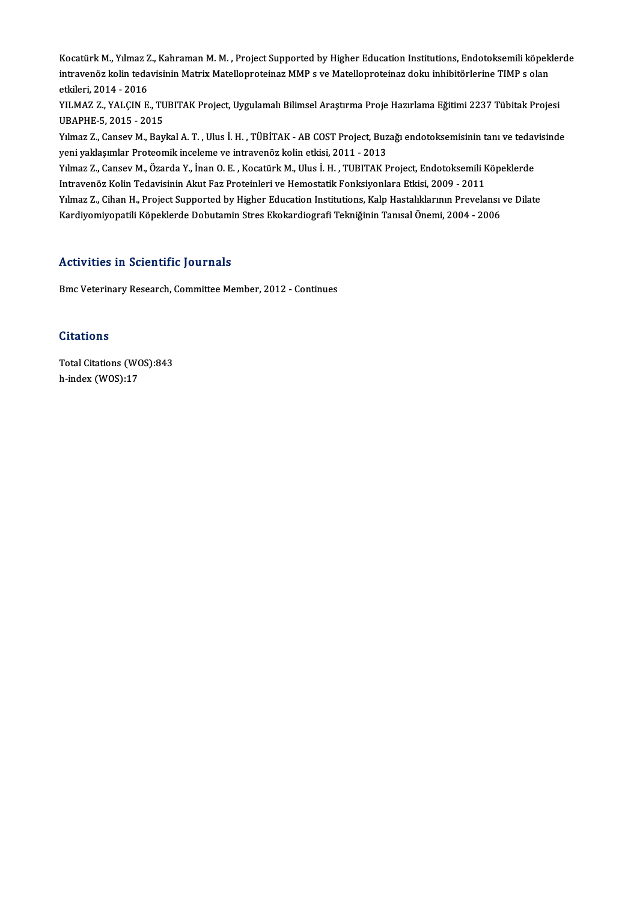Kocatürk M., Yılmaz Z., Kahraman M. M. , Project Supported by Higher Education Institutions, Endotoksemili köpeklerde intravenöz kolin tedavisinin Matrix Matelloproteinaz MMP s ve Matelloproteinaz doku inhibitörlerine TIMP s olan etkileri, 2014 - 2016

YILMAZ Z., YALÇIN E., TUBITAK Project, Uygulamalı Bilimsel Araştırma Proje Hazırlama Eğitimi 2237 Tübitak Projesi UBAPHE-5, 2015 - 2015

Yılmaz Z., Cansev M., Baykal A. T. , Ulus İ. H. , TÜBİTAK - AB COST Project, Buzağı endotoksemisinin tanı ve tedavisinde yeni yaklaşımlar Proteomik inceleme ve intravenöz kolin etkisi, 2011 - 2013

Yılmaz Z., Cansev M., Özarda Y., İnan O. E. , Kocatürk M., Ulus İ. H. , TUBITAK Project, Endotoksemili Köpeklerde Intravenöz Kolin Tedavisinin Akut Faz Proteinleri ve Hemostatik Fonksiyonlara Etkisi, 2009 - 2011

Yılmaz Z., Cihan H., Project Supported by Higher Education Institutions, Kalp Hastalıklarının Prevelansı ve Dilate Kardiyomiyopatili Köpeklerde Dobutamin Stres Ekokardiografi Tekniğinin Tanısal Önemi, 2004 - 2006

## Activities in Scientific Journals

Bmc Veterinary Research, Committee Member, 2012 - Continues

## Citations

Total Citations (WOS):843
h-index (WOS):17